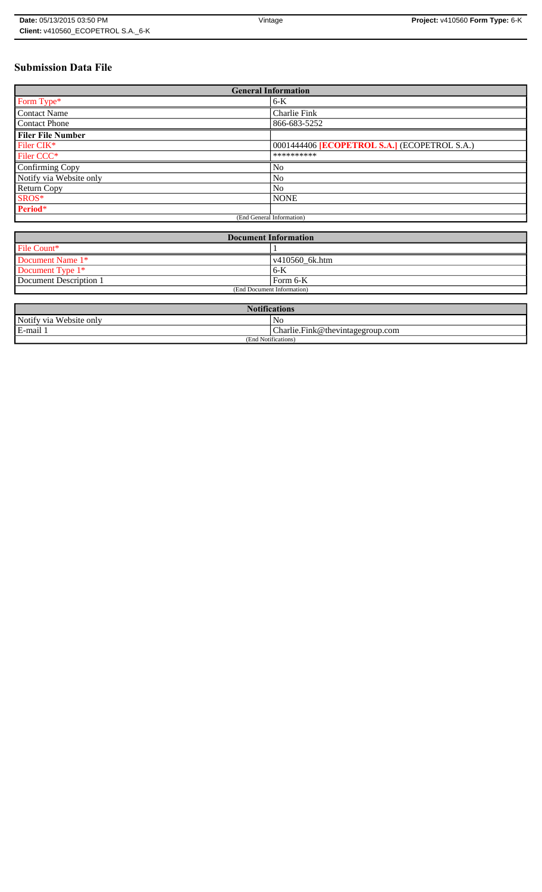**Date:** 05/13/2015 03:50 PM Vintage **Project:** v410560 **Form Type:** 6-K
**Client:** v410560_ECOPETROL S.A._6-K

# Submission Data File

| General Information | |
|---|---|
| Form Type* | 6-K |
| Contact Name | Charlie Fink |
| Contact Phone | 866-683-5252 |
| **Filer File Number** | |
| Filer CIK* | 0001444406 **[ECOPETROL S.A.]** (ECOPETROL S.A.) |
| Filer CCC* | ********** |
| Confirming Copy | No |
| Notify via Website only | No |
| Return Copy | No |
| SROS* | NONE |
| **Period*** | |
| (End General Information) | |

| Document Information | |
|---|---|
| File Count* | 1 |
| Document Name 1* | v410560_6k.htm |
| Document Type 1* | 6-K |
| Document Description 1 | Form 6-K |
| (End Document Information) | |

| Notifications | |
|---|---|
| Notify via Website only | No |
| E-mail 1 | Charlie.Fink@thevintagegroup.com |
| (End Notifications) | |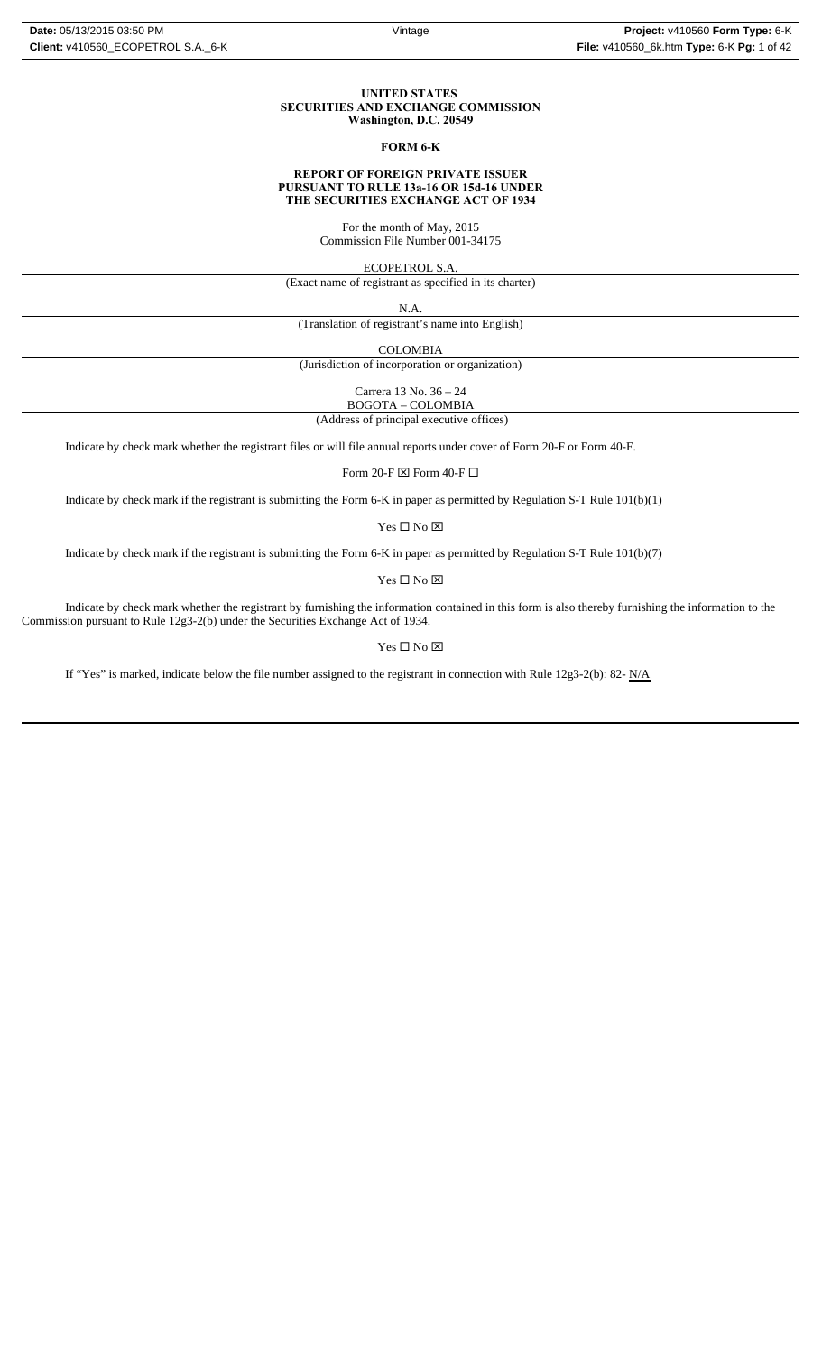**UNITED STATES**
**SECURITIES AND EXCHANGE COMMISSION**
**Washington, D.C. 20549**

**FORM 6-K**

**REPORT OF FOREIGN PRIVATE ISSUER**
**PURSUANT TO RULE 13a-16 OR 15d-16 UNDER**
**THE SECURITIES EXCHANGE ACT OF 1934**

For the month of May, 2015
Commission File Number 001-34175

ECOPETROL S.A.
(Exact name of registrant as specified in its charter)

N.A.
(Translation of registrant's name into English)

COLOMBIA
(Jurisdiction of incorporation or organization)

Carrera 13 No. 36 – 24
BOGOTA – COLOMBIA
(Address of principal executive offices)

Indicate by check mark whether the registrant files or will file annual reports under cover of Form 20-F or Form 40-F.

Form 20-F ☒ Form 40-F ☐

Indicate by check mark if the registrant is submitting the Form 6-K in paper as permitted by Regulation S-T Rule 101(b)(1)

Yes ☐ No ☒

Indicate by check mark if the registrant is submitting the Form 6-K in paper as permitted by Regulation S-T Rule 101(b)(7)

Yes ☐ No ☒

Indicate by check mark whether the registrant by furnishing the information contained in this form is also thereby furnishing the information to the Commission pursuant to Rule 12g3-2(b) under the Securities Exchange Act of 1934.

Yes ☐ No ☒

If "Yes" is marked, indicate below the file number assigned to the registrant in connection with Rule 12g3-2(b): 82- N/A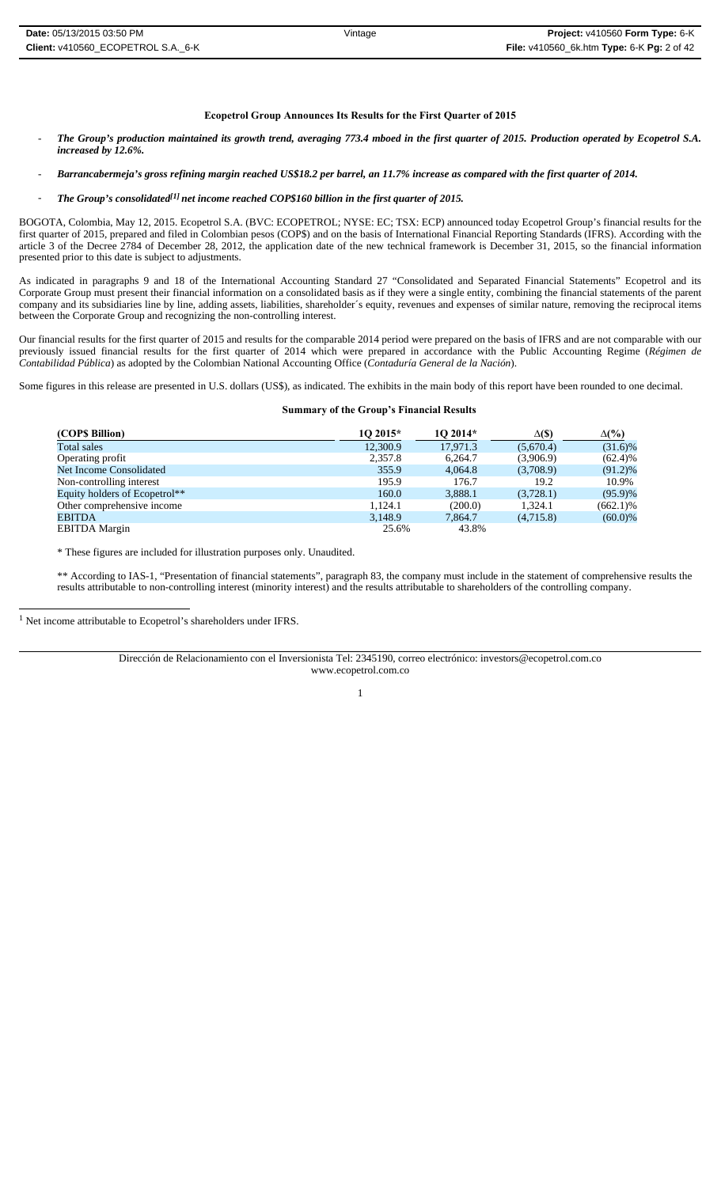**Ecopetrol Group Announces Its Results for the First Quarter of 2015**

- ***The Group's production maintained its growth trend, averaging 773.4 mboed in the first quarter of 2015. Production operated by Ecopetrol S.A. increased by 12.6%.***
- ***Barrancabermeja's gross refining margin reached US$18.2 per barrel, an 11.7% increase as compared with the first quarter of 2014.***
- ***The Group's consolidated[1] net income reached COP$160 billion in the first quarter of 2015.***

BOGOTA, Colombia, May 12, 2015. Ecopetrol S.A. (BVC: ECOPETROL; NYSE: EC; TSX: ECP) announced today Ecopetrol Group's financial results for the first quarter of 2015, prepared and filed in Colombian pesos (COP$) and on the basis of International Financial Reporting Standards (IFRS). According with the article 3 of the Decree 2784 of December 28, 2012, the application date of the new technical framework is December 31, 2015, so the financial information presented prior to this date is subject to adjustments.

As indicated in paragraphs 9 and 18 of the International Accounting Standard 27 "Consolidated and Separated Financial Statements" Ecopetrol and its Corporate Group must present their financial information on a consolidated basis as if they were a single entity, combining the financial statements of the parent company and its subsidiaries line by line, adding assets, liabilities, shareholder´s equity, revenues and expenses of similar nature, removing the reciprocal items between the Corporate Group and recognizing the non-controlling interest.

Our financial results for the first quarter of 2015 and results for the comparable 2014 period were prepared on the basis of IFRS and are not comparable with our previously issued financial results for the first quarter of 2014 which were prepared in accordance with the Public Accounting Regime (*Régimen de Contabilidad Pública*) as adopted by the Colombian National Accounting Office (*Contaduría General de la Nación*).

Some figures in this release are presented in U.S. dollars (US$), as indicated. The exhibits in the main body of this report have been rounded to one decimal.

**Summary of the Group's Financial Results**

| (COP$ Billion) | 1Q 2015* | 1Q 2014* | Δ($) | Δ(%) |
|---|---|---|---|---|
| Total sales | 12,300.9 | 17,971.3 | (5,670.4) | (31.6)% |
| Operating profit | 2,357.8 | 6,264.7 | (3,906.9) | (62.4)% |
| Net Income Consolidated | 355.9 | 4,064.8 | (3,708.9) | (91.2)% |
| Non-controlling interest | 195.9 | 176.7 | 19.2 | 10.9% |
| Equity holders of Ecopetrol** | 160.0 | 3,888.1 | (3,728.1) | (95.9)% |
| Other comprehensive income | 1,124.1 | (200.0) | 1,324.1 | (662.1)% |
| EBITDA | 3,148.9 | 7,864.7 | (4,715.8) | (60.0)% |
| EBITDA Margin | 25.6% | 43.8% | | |

\* These figures are included for illustration purposes only. Unaudited.

\** According to IAS-1, "Presentation of financial statements", paragraph 83, the company must include in the statement of comprehensive results the results attributable to non-controlling interest (minority interest) and the results attributable to shareholders of the controlling company.

[1] Net income attributable to Ecopetrol's shareholders under IFRS.

Dirección de Relacionamiento con el Inversionista Tel: 2345190, correo electrónico: investors@ecopetrol.com.co
www.ecopetrol.com.co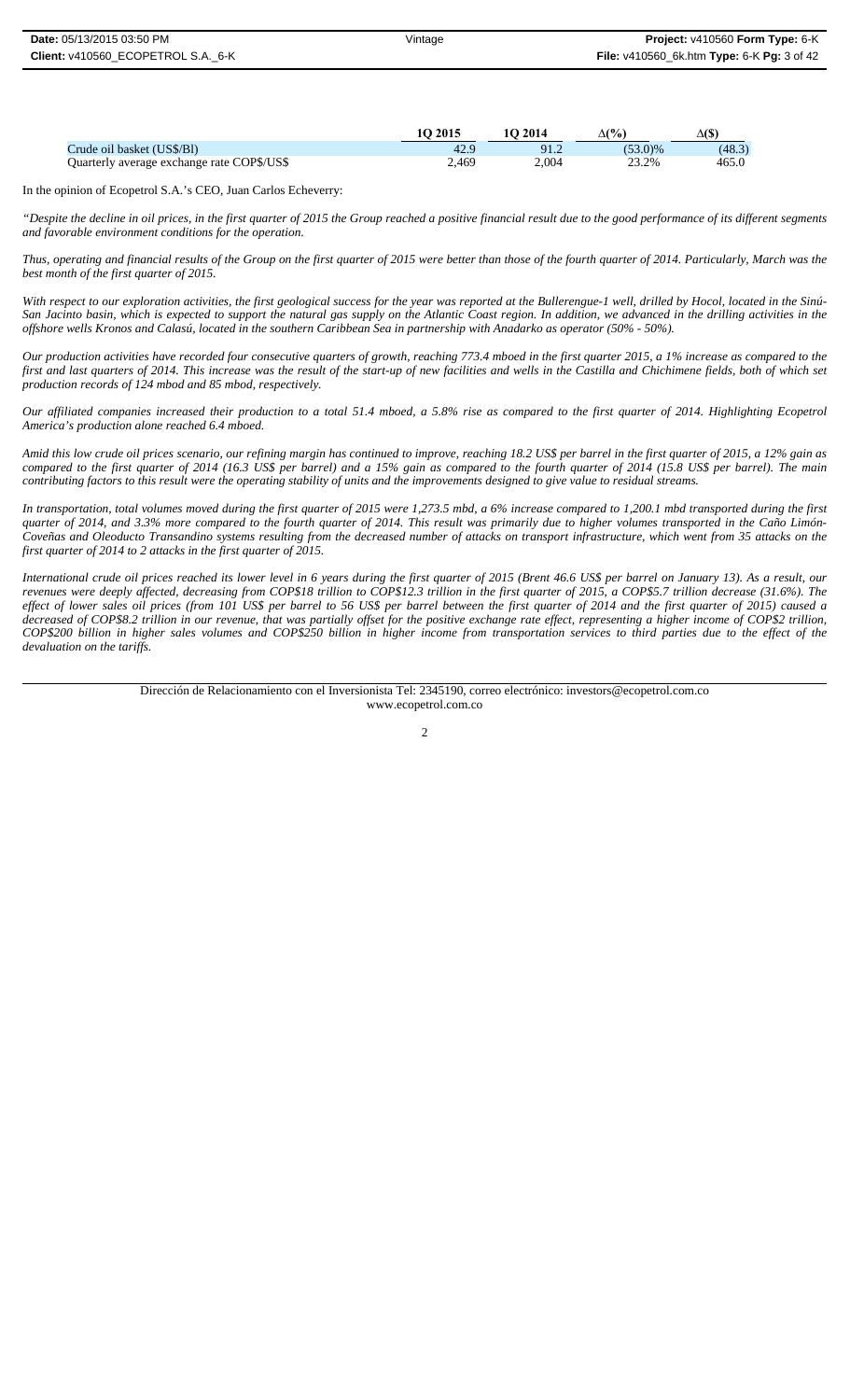| | 1Q 2015 | 1Q 2014 | ∆(%) | ∆($) |
|---|---|---|---|---|
| Crude oil basket (US$/Bl) | 42.9 | 91.2 | (53.0)% | (48.3) |
| Quarterly average exchange rate COP$/US$ | 2,469 | 2,004 | 23.2% | 465.0 |

In the opinion of Ecopetrol S.A.'s CEO, Juan Carlos Echeverry:

*"Despite the decline in oil prices, in the first quarter of 2015 the Group reached a positive financial result due to the good performance of its different segments and favorable environment conditions for the operation.*

*Thus, operating and financial results of the Group on the first quarter of 2015 were better than those of the fourth quarter of 2014. Particularly, March was the best month of the first quarter of 2015.*

*With respect to our exploration activities, the first geological success for the year was reported at the Bullerengue-1 well, drilled by Hocol, located in the Sinú-San Jacinto basin, which is expected to support the natural gas supply on the Atlantic Coast region. In addition, we advanced in the drilling activities in the offshore wells Kronos and Calasú, located in the southern Caribbean Sea in partnership with Anadarko as operator (50% - 50%).*

*Our production activities have recorded four consecutive quarters of growth, reaching 773.4 mboed in the first quarter 2015, a 1% increase as compared to the first and last quarters of 2014. This increase was the result of the start-up of new facilities and wells in the Castilla and Chichimene fields, both of which set production records of 124 mbod and 85 mbod, respectively.*

*Our affiliated companies increased their production to a total 51.4 mboed, a 5.8% rise as compared to the first quarter of 2014. Highlighting Ecopetrol America's production alone reached 6.4 mboed.*

*Amid this low crude oil prices scenario, our refining margin has continued to improve, reaching 18.2 US$ per barrel in the first quarter of 2015, a 12% gain as compared to the first quarter of 2014 (16.3 US$ per barrel) and a 15% gain as compared to the fourth quarter of 2014 (15.8 US$ per barrel). The main contributing factors to this result were the operating stability of units and the improvements designed to give value to residual streams.*

*In transportation, total volumes moved during the first quarter of 2015 were 1,273.5 mbd, a 6% increase compared to 1,200.1 mbd transported during the first quarter of 2014, and 3.3% more compared to the fourth quarter of 2014. This result was primarily due to higher volumes transported in the Caño Limón-Coveñas and Oleoducto Transandino systems resulting from the decreased number of attacks on transport infrastructure, which went from 35 attacks on the first quarter of 2014 to 2 attacks in the first quarter of 2015.*

*International crude oil prices reached its lower level in 6 years during the first quarter of 2015 (Brent 46.6 US$ per barrel on January 13). As a result, our revenues were deeply affected, decreasing from COP$18 trillion to COP$12.3 trillion in the first quarter of 2015, a COP$5.7 trillion decrease (31.6%). The effect of lower sales oil prices (from 101 US$ per barrel to 56 US$ per barrel between the first quarter of 2014 and the first quarter of 2015) caused a decreased of COP$8.2 trillion in our revenue, that was partially offset for the positive exchange rate effect, representing a higher income of COP$2 trillion, COP$200 billion in higher sales volumes and COP$250 billion in higher income from transportation services to third parties due to the effect of the devaluation on the tariffs.*

Dirección de Relacionamiento con el Inversionista Tel: 2345190, correo electrónico: investors@ecopetrol.com.co
www.ecopetrol.com.co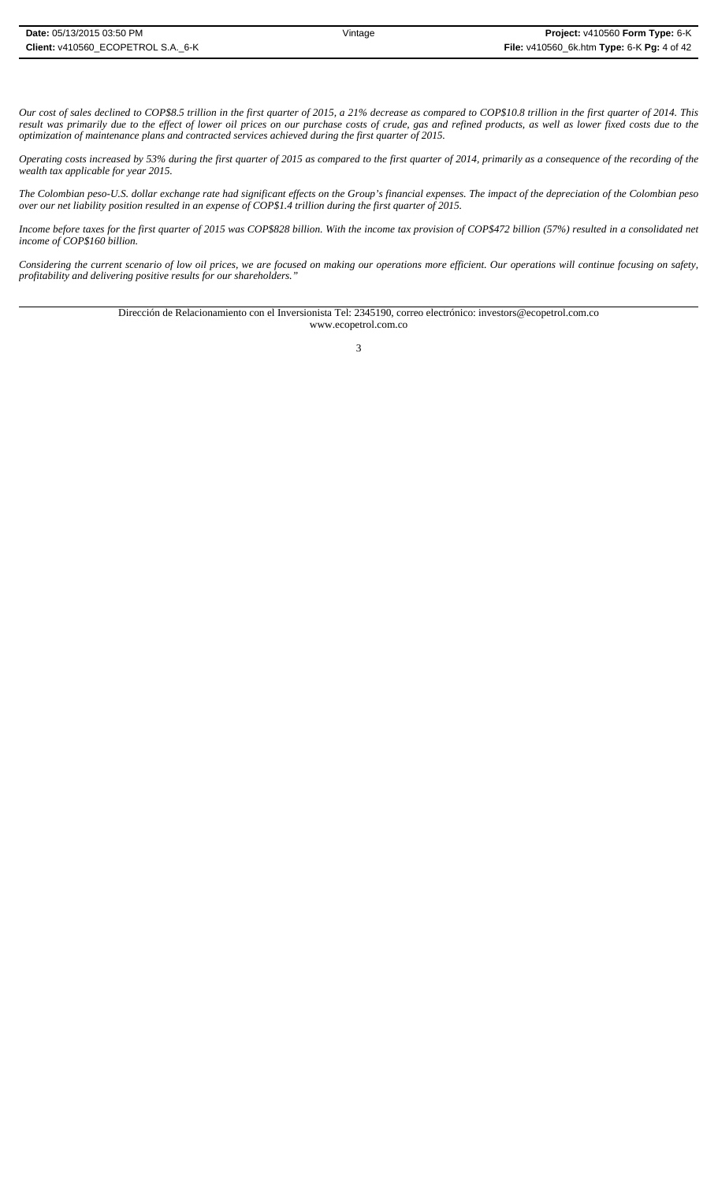*Our cost of sales declined to COP$8.5 trillion in the first quarter of 2015, a 21% decrease as compared to COP$10.8 trillion in the first quarter of 2014. This result was primarily due to the effect of lower oil prices on our purchase costs of crude, gas and refined products, as well as lower fixed costs due to the optimization of maintenance plans and contracted services achieved during the first quarter of 2015.*

*Operating costs increased by 53% during the first quarter of 2015 as compared to the first quarter of 2014, primarily as a consequence of the recording of the wealth tax applicable for year 2015.*

*The Colombian peso-U.S. dollar exchange rate had significant effects on the Group's financial expenses. The impact of the depreciation of the Colombian peso over our net liability position resulted in an expense of COP$1.4 trillion during the first quarter of 2015.*

*Income before taxes for the first quarter of 2015 was COP$828 billion. With the income tax provision of COP$472 billion (57%) resulted in a consolidated net income of COP$160 billion.*

*Considering the current scenario of low oil prices, we are focused on making our operations more efficient. Our operations will continue focusing on safety, profitability and delivering positive results for our shareholders."*

Dirección de Relacionamiento con el Inversionista Tel: 2345190, correo electrónico: investors@ecopetrol.com.co
www.ecopetrol.com.co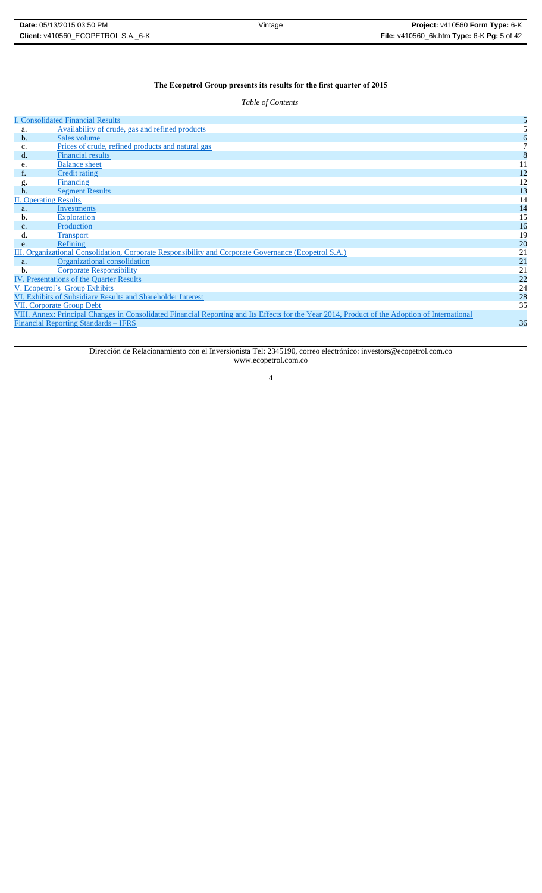**The Ecopetrol Group presents its results for the first quarter of 2015**

*Table of Contents*

| | | |
|---|---|---|
| I. Consolidated Financial Results | | 5 |
| a. | Availability of crude, gas and refined products | 5 |
| b. | Sales volume | 6 |
| c. | Prices of crude, refined products and natural gas | 7 |
| d. | Financial results | 8 |
| e. | Balance sheet | 11 |
| f. | Credit rating | 12 |
| g. | Financing | 12 |
| h. | Segment Results | 13 |
| II. Operating Results | | 14 |
| a. | Investments | 14 |
| b. | Exploration | 15 |
| c. | Production | 16 |
| d. | Transport | 19 |
| e. | Refining | 20 |
| III. Organizational Consolidation, Corporate Responsibility and Corporate Governance (Ecopetrol S.A.) | | 21 |
| a. | Organizational consolidation | 21 |
| b. | Corporate Responsibility | 21 |
| IV. Presentations of the Quarter Results | | 22 |
| V. Ecopetrol´s Group Exhibits | | 24 |
| VI. Exhibits of Subsidiary Results and Shareholder Interest | | 28 |
| VII. Corporate Group Debt | | 35 |
| VIII. Annex: Principal Changes in Consolidated Financial Reporting and Its Effects for the Year 2014, Product of the Adoption of International Financial Reporting Standards – IFRS | | 36 |

Dirección de Relacionamiento con el Inversionista Tel: 2345190, correo electrónico: investors@ecopetrol.com.co
www.ecopetrol.com.co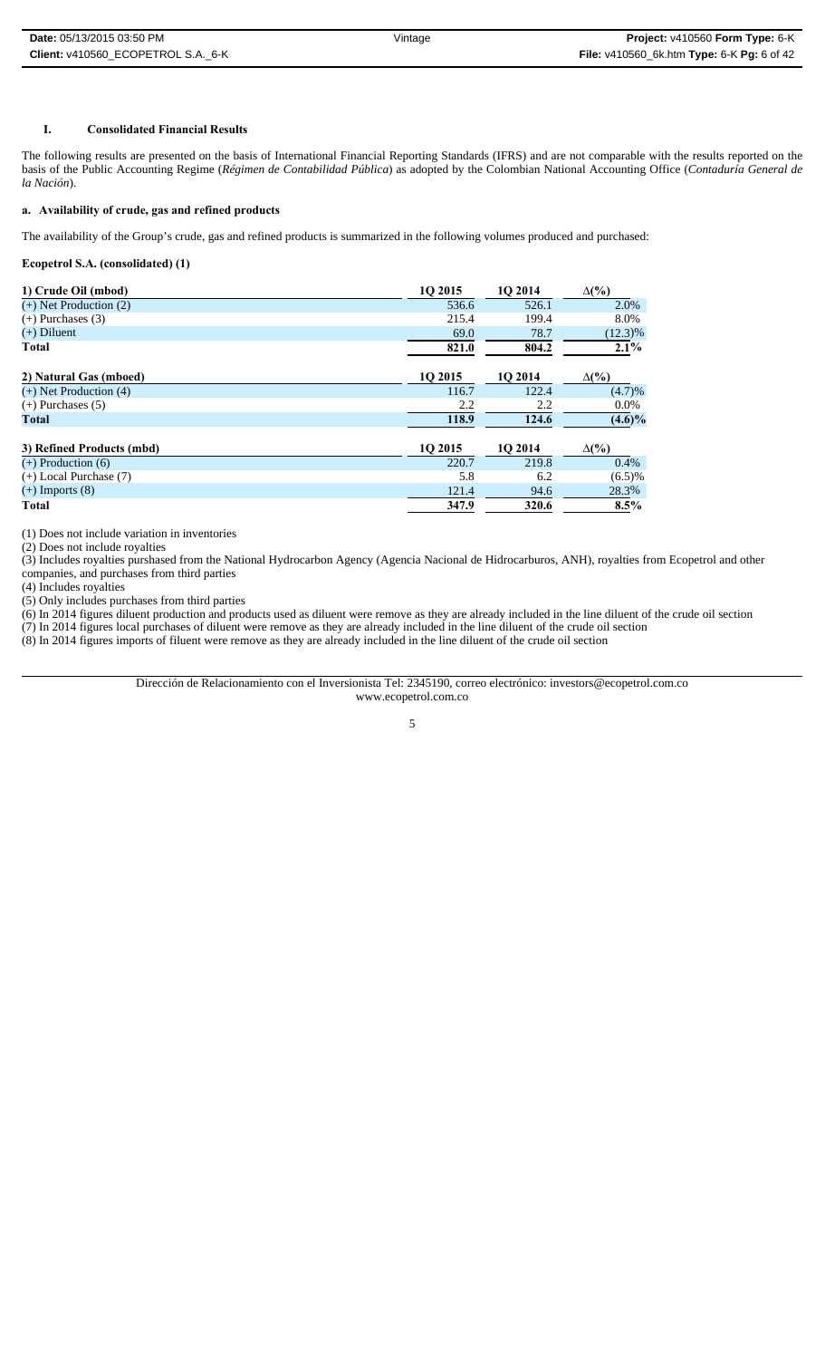## I. Consolidated Financial Results

The following results are presented on the basis of International Financial Reporting Standards (IFRS) and are not comparable with the results reported on the basis of the Public Accounting Regime (*Régimen de Contabilidad Pública*) as adopted by the Colombian National Accounting Office (*Contaduría General de la Nación*).

### a. Availability of crude, gas and refined products

The availability of the Group's crude, gas and refined products is summarized in the following volumes produced and purchased:

**Ecopetrol S.A. (consolidated) (1)**

| 1) Crude Oil (mbod) | 1Q 2015 | 1Q 2014 | Δ(%) |
|---|---|---|---|
| (+) Net Production (2) | 536.6 | 526.1 | 2.0% |
| (+) Purchases (3) | 215.4 | 199.4 | 8.0% |
| (+) Diluent | 69.0 | 78.7 | (12.3)% |
| **Total** | **821.0** | **804.2** | **2.1%** |

| 2) Natural Gas (mboed) | 1Q 2015 | 1Q 2014 | Δ(%) |
|---|---|---|---|
| (+) Net Production (4) | 116.7 | 122.4 | (4.7)% |
| (+) Purchases (5) | 2.2 | 2.2 | 0.0% |
| **Total** | **118.9** | **124.6** | **(4.6)%** |

| 3) Refined Products (mbd) | 1Q 2015 | 1Q 2014 | Δ(%) |
|---|---|---|---|
| (+) Production (6) | 220.7 | 219.8 | 0.4% |
| (+) Local Purchase (7) | 5.8 | 6.2 | (6.5)% |
| (+) Imports (8) | 121.4 | 94.6 | 28.3% |
| **Total** | **347.9** | **320.6** | **8.5%** |

(1) Does not include variation in inventories

(2) Does not include royalties

(3) Includes royalties purshased from the National Hydrocarbon Agency (Agencia Nacional de Hidrocarburos, ANH), royalties from Ecopetrol and other companies, and purchases from third parties

(4) Includes royalties

(5) Only includes purchases from third parties

(6) In 2014 figures diluent production and products used as diluent were remove as they are already included in the line diluent of the crude oil section

(7) In 2014 figures local purchases of diluent were remove as they are already included in the line diluent of the crude oil section

(8) In 2014 figures imports of filuent were remove as they are already included in the line diluent of the crude oil section

Dirección de Relacionamiento con el Inversionista Tel: 2345190, correo electrónico: investors@ecopetrol.com.co
www.ecopetrol.com.co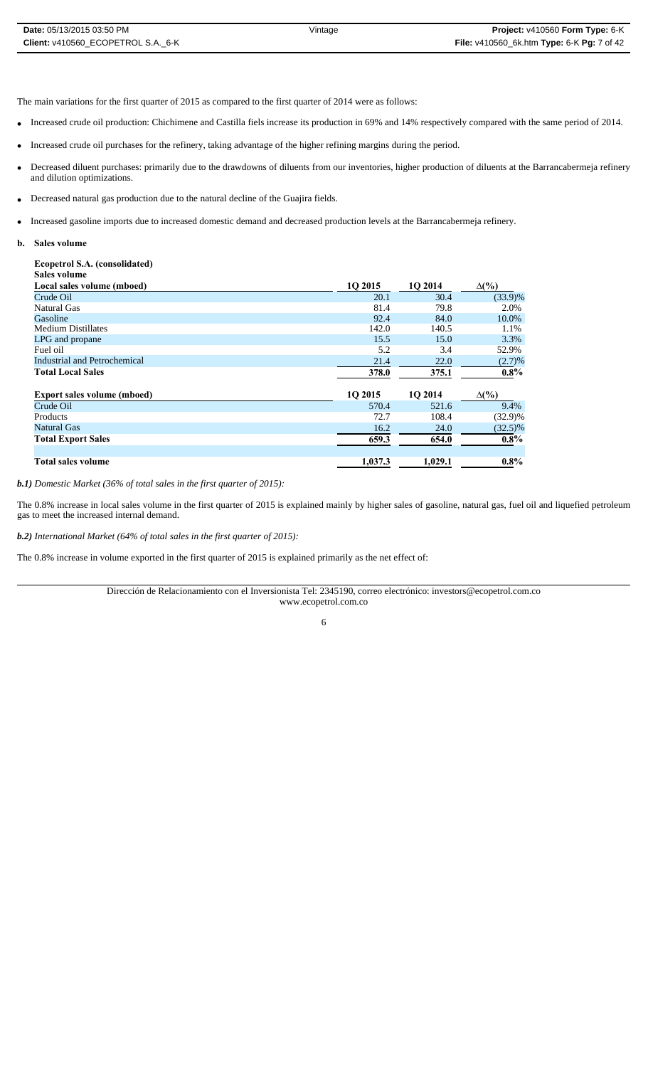The main variations for the first quarter of 2015 as compared to the first quarter of 2014 were as follows:

- Increased crude oil production: Chichimene and Castilla fiels increase its production in 69% and 14% respectively compared with the same period of 2014.
- Increased crude oil purchases for the refinery, taking advantage of the higher refining margins during the period.
- Decreased diluent purchases: primarily due to the drawdowns of diluents from our inventories, higher production of diluents at the Barrancabermeja refinery and dilution optimizations.
- Decreased natural gas production due to the natural decline of the Guajira fields.
- Increased gasoline imports due to increased domestic demand and decreased production levels at the Barrancabermeja refinery.

**b. Sales volume**

**Ecopetrol S.A. (consolidated)**
**Sales volume**

| **Local sales volume (mboed)** | **1Q 2015** | **1Q 2014** | **Δ(%)** |
|---|---|---|---|
| Crude Oil | 20.1 | 30.4 | (33.9)% |
| Natural Gas | 81.4 | 79.8 | 2.0% |
| Gasoline | 92.4 | 84.0 | 10.0% |
| Medium Distillates | 142.0 | 140.5 | 1.1% |
| LPG and propane | 15.5 | 15.0 | 3.3% |
| Fuel oil | 5.2 | 3.4 | 52.9% |
| Industrial and Petrochemical | 21.4 | 22.0 | (2.7)% |
| **Total Local Sales** | **378.0** | **375.1** | **0.8%** |
| | | | |
| **Export sales volume (mboed)** | **1Q 2015** | **1Q 2014** | **Δ(%)** |
| Crude Oil | 570.4 | 521.6 | 9.4% |
| Products | 72.7 | 108.4 | (32.9)% |
| Natural Gas | 16.2 | 24.0 | (32.5)% |
| **Total Export Sales** | **659.3** | **654.0** | **0.8%** |
| | | | |
| **Total sales volume** | **1,037.3** | **1,029.1** | **0.8%** |

***b.1)*** *Domestic Market (36% of total sales in the first quarter of 2015):*

The 0.8% increase in local sales volume in the first quarter of 2015 is explained mainly by higher sales of gasoline, natural gas, fuel oil and liquefied petroleum gas to meet the increased internal demand.

***b.2)*** *International Market (64% of total sales in the first quarter of 2015):*

The 0.8% increase in volume exported in the first quarter of 2015 is explained primarily as the net effect of:

Dirección de Relacionamiento con el Inversionista Tel: 2345190, correo electrónico: investors@ecopetrol.com.co
www.ecopetrol.com.co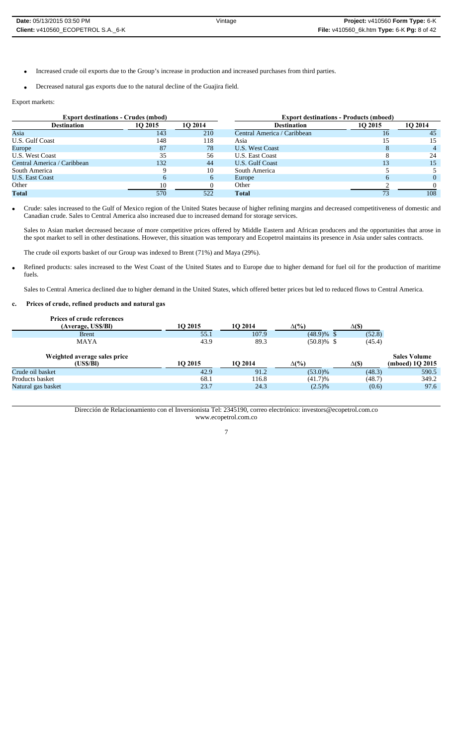- Increased crude oil exports due to the Group's increase in production and increased purchases from third parties.
- Decreased natural gas exports due to the natural decline of the Guajira field.

Export markets:

| Export destinations - Crudes (mbod) | | | Export destinations - Products (mboed) | | |
|---|---|---|---|---|---|
| Destination | 1Q 2015 | 1Q 2014 | Destination | 1Q 2015 | 1Q 2014 |
| Asia | 143 | 210 | Central America / Caribbean | 16 | 45 |
| U.S. Gulf Coast | 148 | 118 | Asia | 15 | 15 |
| Europe | 87 | 78 | U.S. West Coast | 8 | 4 |
| U.S. West Coast | 35 | 56 | U.S. East Coast | 8 | 24 |
| Central America / Caribbean | 132 | 44 | U.S. Gulf Coast | 13 | 15 |
| South America | 9 | 10 | South America | 5 | 5 |
| U.S. East Coast | 6 | 6 | Europe | 6 | 0 |
| Other | 10 | 0 | Other | 2 | 0 |
| **Total** | 570 | 522 | **Total** | 73 | 108 |

- Crude: sales increased to the Gulf of Mexico region of the United States because of higher refining margins and decreased competitiveness of domestic and Canadian crude. Sales to Central America also increased due to increased demand for storage services.

  Sales to Asian market decreased because of more competitive prices offered by Middle Eastern and African producers and the opportunities that arose in the spot market to sell in other destinations. However, this situation was temporary and Ecopetrol maintains its presence in Asia under sales contracts.

  The crude oil exports basket of our Group was indexed to Brent (71%) and Maya (29%).

- Refined products: sales increased to the West Coast of the United States and to Europe due to higher demand for fuel oil for the production of maritime fuels.

  Sales to Central America declined due to higher demand in the United States, which offered better prices but led to reduced flows to Central America.

### c. Prices of crude, refined products and natural gas

| Prices of crude references (Average, US$/Bl) | 1Q 2015 | 1Q 2014 | ∆(%) | ∆($) |
|---|---|---|---|---|
| Brent | 55.1 | 107.9 | (48.9)% | $ (52.8) |
| MAYA | 43.9 | 89.3 | (50.8)% | $ (45.4) |

| Weighted average sales price (US$/Bl) | 1Q 2015 | 1Q 2014 | ∆(%) | ∆($) | Sales Volume (mboed) 1Q 2015 |
|---|---|---|---|---|---|
| Crude oil basket | 42.9 | 91.2 | (53.0)% | (48.3) | 590.5 |
| Products basket | 68.1 | 116.8 | (41.7)% | (48.7) | 349.2 |
| Natural gas basket | 23.7 | 24.3 | (2.5)% | (0.6) | 97.6 |

Dirección de Relacionamiento con el Inversionista Tel: 2345190, correo electrónico: investors@ecopetrol.com.co
www.ecopetrol.com.co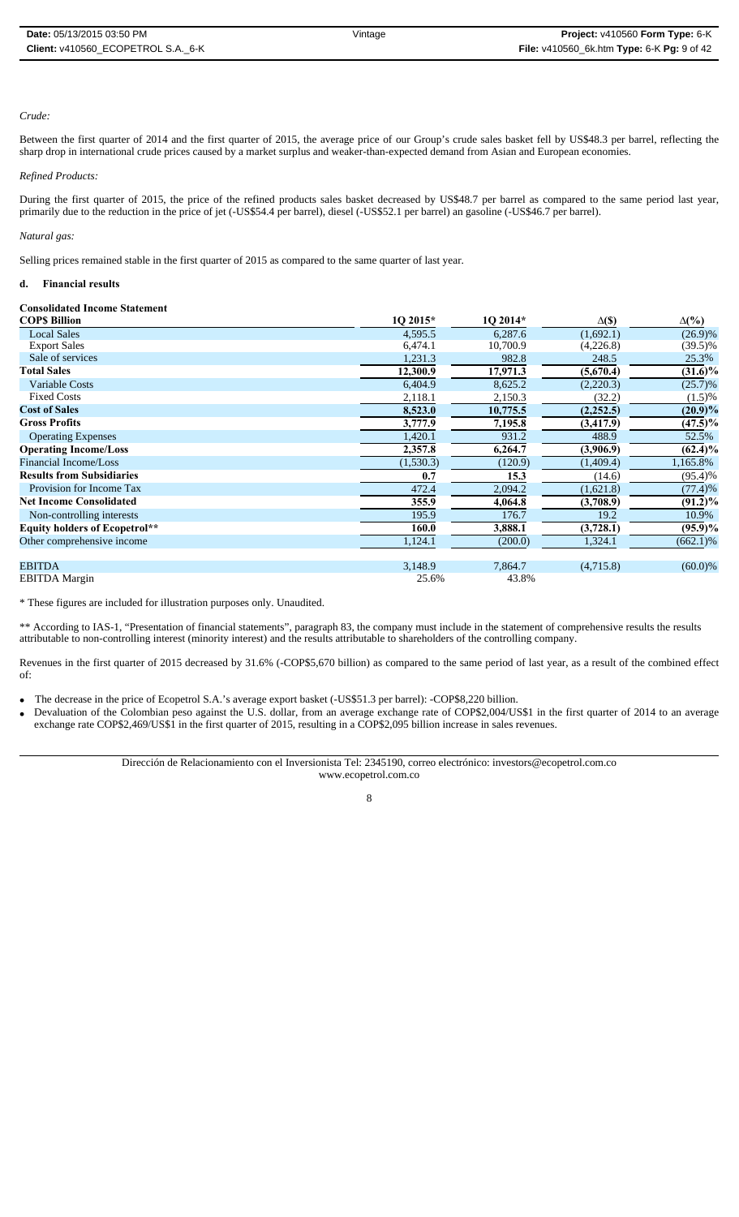*Crude:*

Between the first quarter of 2014 and the first quarter of 2015, the average price of our Group's crude sales basket fell by US$48.3 per barrel, reflecting the sharp drop in international crude prices caused by a market surplus and weaker-than-expected demand from Asian and European economies.

*Refined Products:*

During the first quarter of 2015, the price of the refined products sales basket decreased by US$48.7 per barrel as compared to the same period last year, primarily due to the reduction in the price of jet (-US$54.4 per barrel), diesel (-US$52.1 per barrel) an gasoline (-US$46.7 per barrel).

*Natural gas:*

Selling prices remained stable in the first quarter of 2015 as compared to the same quarter of last year.

### d. Financial results

**Consolidated Income Statement**

| COP$ Billion | 1Q 2015* | 1Q 2014* | Δ($) | Δ(%) |
|---|---|---|---|---|
| Local Sales | 4,595.5 | 6,287.6 | (1,692.1) | (26.9)% |
| Export Sales | 6,474.1 | 10,700.9 | (4,226.8) | (39.5)% |
| Sale of services | 1,231.3 | 982.8 | 248.5 | 25.3% |
| **Total Sales** | **12,300.9** | **17,971.3** | **(5,670.4)** | **(31.6)%** |
| Variable Costs | 6,404.9 | 8,625.2 | (2,220.3) | (25.7)% |
| Fixed Costs | 2,118.1 | 2,150.3 | (32.2) | (1.5)% |
| **Cost of Sales** | **8,523.0** | **10,775.5** | **(2,252.5)** | **(20.9)%** |
| **Gross Profits** | **3,777.9** | **7,195.8** | **(3,417.9)** | **(47.5)%** |
| Operating Expenses | 1,420.1 | 931.2 | 488.9 | 52.5% |
| **Operating Income/Loss** | **2,357.8** | **6,264.7** | **(3,906.9)** | **(62.4)%** |
| Financial Income/Loss | (1,530.3) | (120.9) | (1,409.4) | 1,165.8% |
| **Results from Subsidiaries** | **0.7** | **15.3** | **(14.6)** | (95.4)% |
| Provision for Income Tax | 472.4 | 2,094.2 | (1,621.8) | (77.4)% |
| **Net Income Consolidated** | **355.9** | **4,064.8** | **(3,708.9)** | **(91.2)%** |
| Non-controlling interests | 195.9 | 176.7 | 19.2 | 10.9% |
| **Equity holders of Ecopetrol**** | **160.0** | **3,888.1** | **(3,728.1)** | **(95.9)%** |
| Other comprehensive income | 1,124.1 | (200.0) | 1,324.1 | (662.1)% |
| | | | | |
| EBITDA | 3,148.9 | 7,864.7 | (4,715.8) | (60.0)% |
| EBITDA Margin | 25.6% | 43.8% | | |

\* These figures are included for illustration purposes only. Unaudited.

\*\* According to IAS-1, "Presentation of financial statements", paragraph 83, the company must include in the statement of comprehensive results the results attributable to non-controlling interest (minority interest) and the results attributable to shareholders of the controlling company.

Revenues in the first quarter of 2015 decreased by 31.6% (-COP$5,670 billion) as compared to the same period of last year, as a result of the combined effect of:

- The decrease in the price of Ecopetrol S.A.'s average export basket (-US$51.3 per barrel): -COP$8,220 billion.
- Devaluation of the Colombian peso against the U.S. dollar, from an average exchange rate of COP$2,004/US$1 in the first quarter of 2014 to an average exchange rate COP$2,469/US$1 in the first quarter of 2015, resulting in a COP$2,095 billion increase in sales revenues.

Dirección de Relacionamiento con el Inversionista Tel: 2345190, correo electrónico: investors@ecopetrol.com.co
www.ecopetrol.com.co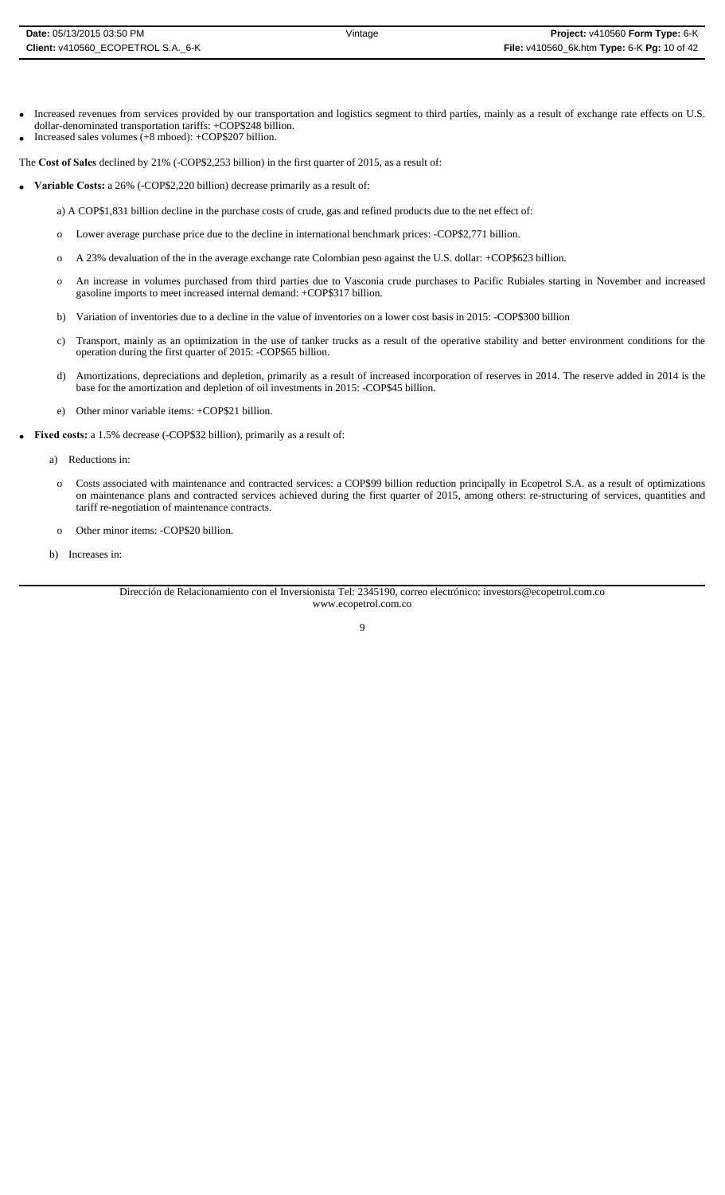- Increased revenues from services provided by our transportation and logistics segment to third parties, mainly as a result of exchange rate effects on U.S. dollar-denominated transportation tariffs: +COP$248 billion.
- Increased sales volumes (+8 mboed): +COP$207 billion.

The **Cost of Sales** declined by 21% (-COP$2,253 billion) in the first quarter of 2015, as a result of:

- **Variable Costs:** a 26% (-COP$2,220 billion) decrease primarily as a result of:

  a) A COP$1,831 billion decline in the purchase costs of crude, gas and refined products due to the net effect of:

  - o Lower average purchase price due to the decline in international benchmark prices: -COP$2,771 billion.
  - o A 23% devaluation of the in the average exchange rate Colombian peso against the U.S. dollar: +COP$623 billion.
  - o An increase in volumes purchased from third parties due to Vasconia crude purchases to Pacific Rubiales starting in November and increased gasoline imports to meet increased internal demand: +COP$317 billion.

  b) Variation of inventories due to a decline in the value of inventories on a lower cost basis in 2015: -COP$300 billion

  c) Transport, mainly as an optimization in the use of tanker trucks as a result of the operative stability and better environment conditions for the operation during the first quarter of 2015: -COP$65 billion.

  d) Amortizations, depreciations and depletion, primarily as a result of increased incorporation of reserves in 2014. The reserve added in 2014 is the base for the amortization and depletion of oil investments in 2015: -COP$45 billion.

  e) Other minor variable items: +COP$21 billion.

- **Fixed costs:** a 1.5% decrease (-COP$32 billion), primarily as a result of:

  a) Reductions in:

  - o Costs associated with maintenance and contracted services: a COP$99 billion reduction principally in Ecopetrol S.A. as a result of optimizations on maintenance plans and contracted services achieved during the first quarter of 2015, among others: re-structuring of services, quantities and tariff re-negotiation of maintenance contracts.
  - o Other minor items: -COP$20 billion.

  b) Increases in: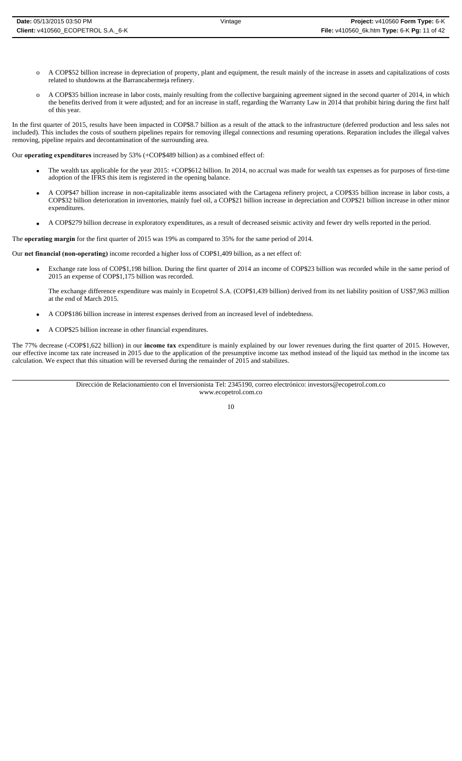- A COP$52 billion increase in depreciation of property, plant and equipment, the result mainly of the increase in assets and capitalizations of costs related to shutdowns at the Barrancabermeja refinery.

- A COP$35 billion increase in labor costs, mainly resulting from the collective bargaining agreement signed in the second quarter of 2014, in which the benefits derived from it were adjusted; and for an increase in staff, regarding the Warranty Law in 2014 that prohibit hiring during the first half of this year.

In the first quarter of 2015, results have been impacted in COP$8.7 billion as a result of the attack to the infrastructure (deferred production and less sales not included). This includes the costs of southern pipelines repairs for removing illegal connections and resuming operations. Reparation includes the illegal valves removing, pipeline repairs and decontamination of the surrounding area.

Our **operating expenditures** increased by 53% (+COP$489 billion) as a combined effect of:

- The wealth tax applicable for the year 2015: +COP$612 billion. In 2014, no accrual was made for wealth tax expenses as for purposes of first-time adoption of the IFRS this item is registered in the opening balance.

- A COP$47 billion increase in non-capitalizable items associated with the Cartagena refinery project, a COP$35 billion increase in labor costs, a COP$32 billion deterioration in inventories, mainly fuel oil, a COP$21 billion increase in depreciation and COP$21 billion increase in other minor expenditures.

- A COP$279 billion decrease in exploratory expenditures, as a result of decreased seismic activity and fewer dry wells reported in the period.

The **operating margin** for the first quarter of 2015 was 19% as compared to 35% for the same period of 2014.

Our **net financial (non-operating)** income recorded a higher loss of COP$1,409 billion, as a net effect of:

- Exchange rate loss of COP$1,198 billion. During the first quarter of 2014 an income of COP$23 billion was recorded while in the same period of 2015 an expense of COP$1,175 billion was recorded.

  The exchange difference expenditure was mainly in Ecopetrol S.A. (COP$1,439 billion) derived from its net liability position of US$7,963 million at the end of March 2015.

- A COP$186 billion increase in interest expenses derived from an increased level of indebtedness.

- A COP$25 billion increase in other financial expenditures.

The 77% decrease (-COP$1,622 billion) in our **income tax** expenditure is mainly explained by our lower revenues during the first quarter of 2015. However, our effective income tax rate increased in 2015 due to the application of the presumptive income tax method instead of the liquid tax method in the income tax calculation. We expect that this situation will be reversed during the remainder of 2015 and stabilizes.

Dirección de Relacionamiento con el Inversionista Tel: 2345190, correo electrónico: investors@ecopetrol.com.co
www.ecopetrol.com.co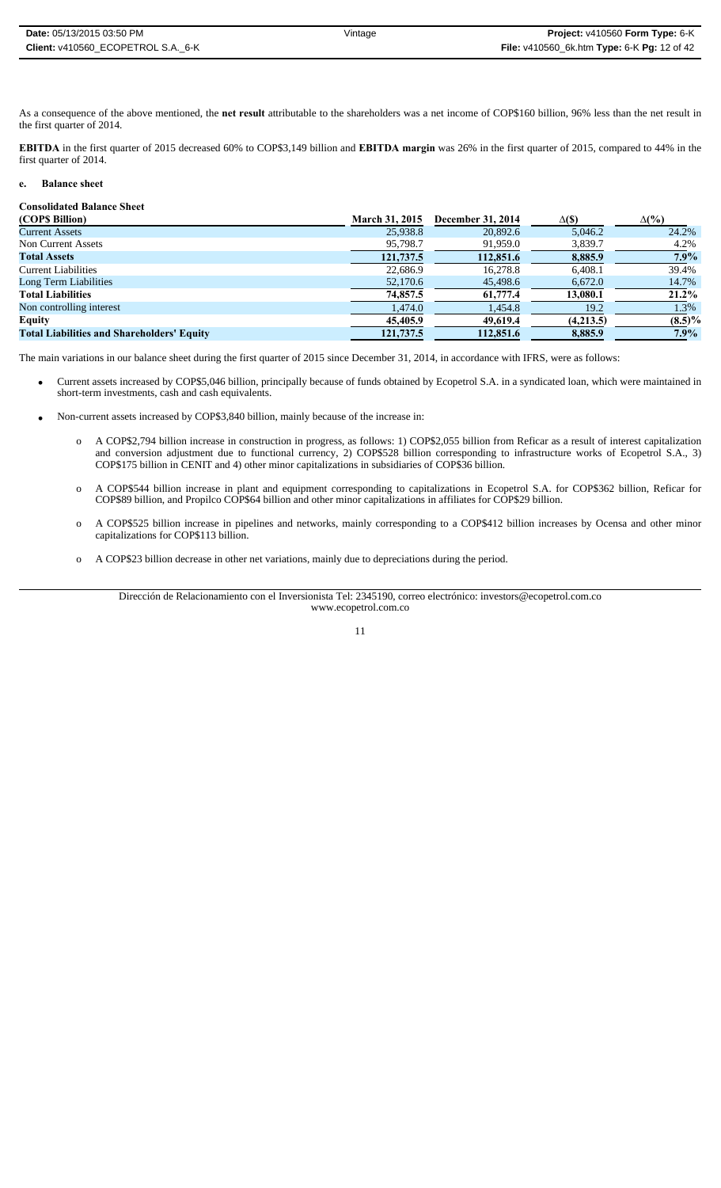As a consequence of the above mentioned, the **net result** attributable to the shareholders was a net income of COP$160 billion, 96% less than the net result in the first quarter of 2014.

**EBITDA** in the first quarter of 2015 decreased 60% to COP$3,149 billion and **EBITDA margin** was 26% in the first quarter of 2015, compared to 44% in the first quarter of 2014.

**e. Balance sheet**

**Consolidated Balance Sheet**

| (COP$ Billion) | March 31, 2015 | December 31, 2014 | Δ($) | Δ(%) |
|---|---|---|---|---|
| Current Assets | 25,938.8 | 20,892.6 | 5,046.2 | 24.2% |
| Non Current Assets | 95,798.7 | 91,959.0 | 3,839.7 | 4.2% |
| **Total Assets** | **121,737.5** | **112,851.6** | **8,885.9** | **7.9%** |
| Current Liabilities | 22,686.9 | 16,278.8 | 6,408.1 | 39.4% |
| Long Term Liabilities | 52,170.6 | 45,498.6 | 6,672.0 | 14.7% |
| **Total Liabilities** | **74,857.5** | **61,777.4** | **13,080.1** | **21.2%** |
| Non controlling interest | 1,474.0 | 1,454.8 | 19.2 | 1.3% |
| **Equity** | **45,405.9** | **49,619.4** | **(4,213.5)** | **(8.5)%** |
| **Total Liabilities and Shareholders' Equity** | **121,737.5** | **112,851.6** | **8,885.9** | **7.9%** |

The main variations in our balance sheet during the first quarter of 2015 since December 31, 2014, in accordance with IFRS, were as follows:

- Current assets increased by COP$5,046 billion, principally because of funds obtained by Ecopetrol S.A. in a syndicated loan, which were maintained in short-term investments, cash and cash equivalents.
- Non-current assets increased by COP$3,840 billion, mainly because of the increase in:
  - A COP$2,794 billion increase in construction in progress, as follows: 1) COP$2,055 billion from Reficar as a result of interest capitalization and conversion adjustment due to functional currency, 2) COP$528 billion corresponding to infrastructure works of Ecopetrol S.A., 3) COP$175 billion in CENIT and 4) other minor capitalizations in subsidiaries of COP$36 billion.
  - A COP$544 billion increase in plant and equipment corresponding to capitalizations in Ecopetrol S.A. for COP$362 billion, Reficar for COP$89 billion, and Propilco COP$64 billion and other minor capitalizations in affiliates for COP$29 billion.
  - A COP$525 billion increase in pipelines and networks, mainly corresponding to a COP$412 billion increases by Ocensa and other minor capitalizations for COP$113 billion.
  - A COP$23 billion decrease in other net variations, mainly due to depreciations during the period.

Dirección de Relacionamiento con el Inversionista Tel: 2345190, correo electrónico: investors@ecopetrol.com.co
www.ecopetrol.com.co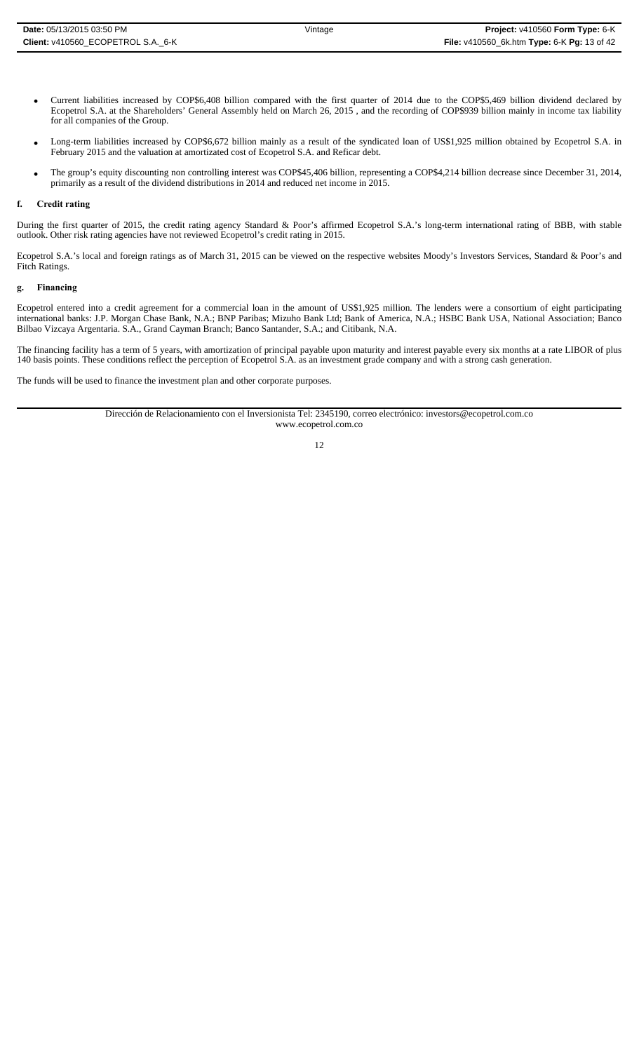- Current liabilities increased by COP$6,408 billion compared with the first quarter of 2014 due to the COP$5,469 billion dividend declared by Ecopetrol S.A. at the Shareholders' General Assembly held on March 26, 2015 , and the recording of COP$939 billion mainly in income tax liability for all companies of the Group.

- Long-term liabilities increased by COP$6,672 billion mainly as a result of the syndicated loan of US$1,925 million obtained by Ecopetrol S.A. in February 2015 and the valuation at amortizated cost of Ecopetrol S.A. and Reficar debt.

- The group's equity discounting non controlling interest was COP$45,406 billion, representing a COP$4,214 billion decrease since December 31, 2014, primarily as a result of the dividend distributions in 2014 and reduced net income in 2015.

### f. Credit rating

During the first quarter of 2015, the credit rating agency Standard & Poor's affirmed Ecopetrol S.A.'s long-term international rating of BBB, with stable outlook. Other risk rating agencies have not reviewed Ecopetrol's credit rating in 2015.

Ecopetrol S.A.'s local and foreign ratings as of March 31, 2015 can be viewed on the respective websites Moody's Investors Services, Standard & Poor's and Fitch Ratings.

### g. Financing

Ecopetrol entered into a credit agreement for a commercial loan in the amount of US$1,925 million. The lenders were a consortium of eight participating international banks: J.P. Morgan Chase Bank, N.A.; BNP Paribas; Mizuho Bank Ltd; Bank of America, N.A.; HSBC Bank USA, National Association; Banco Bilbao Vizcaya Argentaria. S.A., Grand Cayman Branch; Banco Santander, S.A.; and Citibank, N.A.

The financing facility has a term of 5 years, with amortization of principal payable upon maturity and interest payable every six months at a rate LIBOR of plus 140 basis points. These conditions reflect the perception of Ecopetrol S.A. as an investment grade company and with a strong cash generation.

The funds will be used to finance the investment plan and other corporate purposes.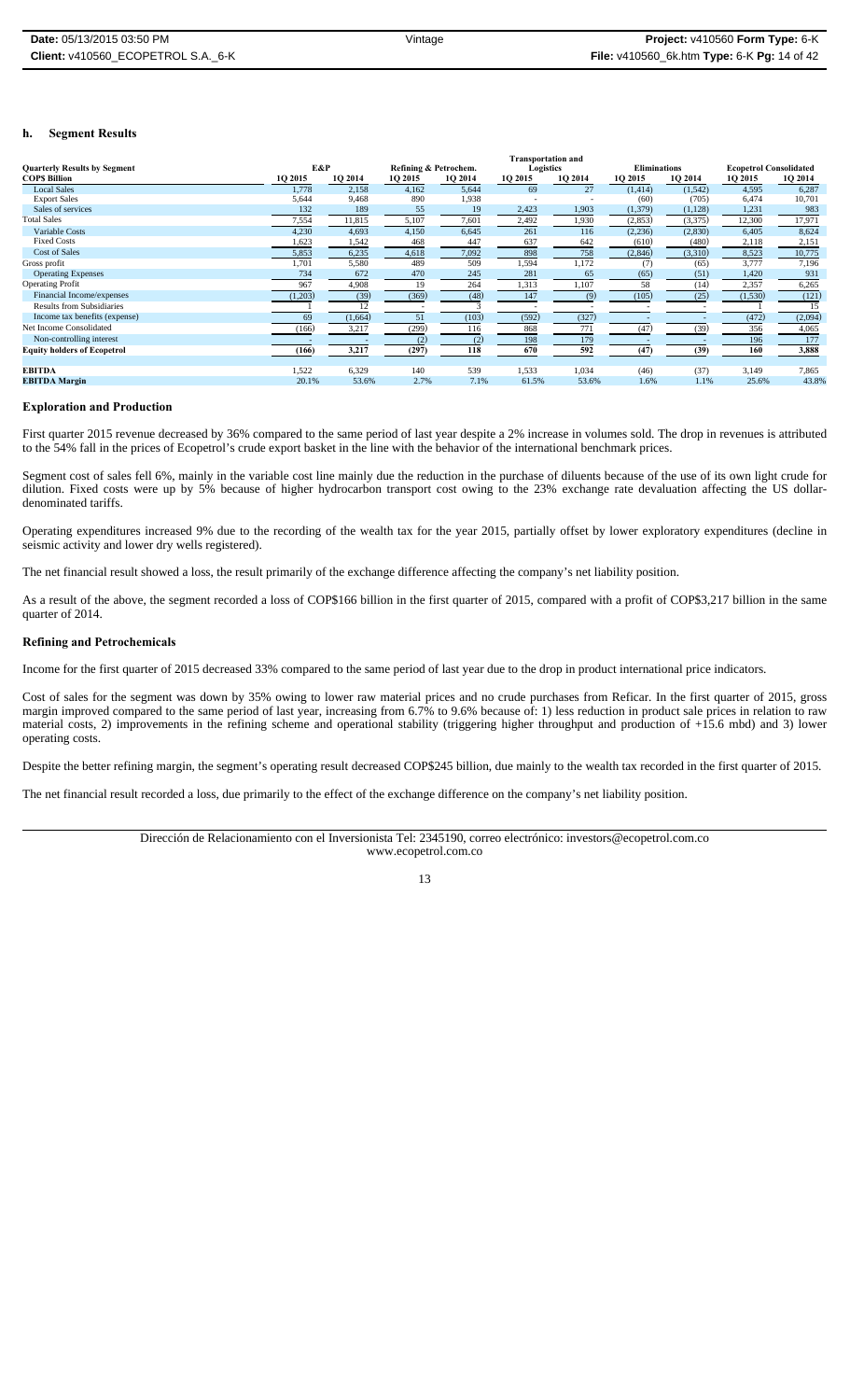### h. Segment Results

| Quarterly Results by Segment | E&P | | Refining & Petrochem. | | Transportation and Logistics | | Eliminations | | Ecopetrol Consolidated | |
|---|---|---|---|---|---|---|---|---|---|---|
| **COP$ Billion** | **1Q 2015** | **1Q 2014** | **1Q 2015** | **1Q 2014** | **1Q 2015** | **1Q 2014** | **1Q 2015** | **1Q 2014** | **1Q 2015** | **1Q 2014** |
| Local Sales | 1,778 | 2,158 | 4,162 | 5,644 | 69 | 27 | (1,414) | (1,542) | 4,595 | 6,287 |
| Export Sales | 5,644 | 9,468 | 890 | 1,938 | - | - | (60) | (705) | 6,474 | 10,701 |
| Sales of services | 132 | 189 | 55 | 19 | 2,423 | 1,903 | (1,379) | (1,128) | 1,231 | 983 |
| Total Sales | 7,554 | 11,815 | 5,107 | 7,601 | 2,492 | 1,930 | (2,853) | (3,375) | 12,300 | 17,971 |
| Variable Costs | 4,230 | 4,693 | 4,150 | 6,645 | 261 | 116 | (2,236) | (2,830) | 6,405 | 8,624 |
| Fixed Costs | 1,623 | 1,542 | 468 | 447 | 637 | 642 | (610) | (480) | 2,118 | 2,151 |
| Cost of Sales | 5,853 | 6,235 | 4,618 | 7,092 | 898 | 758 | (2,846) | (3,310) | 8,523 | 10,775 |
| Gross profit | 1,701 | 5,580 | 489 | 509 | 1,594 | 1,172 | (7) | (65) | 3,777 | 7,196 |
| Operating Expenses | 734 | 672 | 470 | 245 | 281 | 65 | (65) | (51) | 1,420 | 931 |
| Operating Profit | 967 | 4,908 | 19 | 264 | 1,313 | 1,107 | 58 | (14) | 2,357 | 6,265 |
| Financial Income/expenses | (1,203) | (39) | (369) | (48) | 147 | (9) | (105) | (25) | (1,530) | (121) |
| Results from Subsidiaries | 1 | 12 | - | 3 | - | - | - | - | 1 | 15 |
| Income tax benefits (expense) | 69 | (1,664) | 51 | (103) | (592) | (327) | - | - | (472) | (2,094) |
| Net Income Consolidated | (166) | 3,217 | (299) | 116 | 868 | 771 | (47) | (39) | 356 | 4,065 |
| Non-controlling interest | - | - | (2) | (2) | 198 | 179 | - | - | 196 | 177 |
| **Equity holders of Ecopetrol** | **(166)** | **3,217** | **(297)** | **118** | **670** | **592** | **(47)** | **(39)** | **160** | **3,888** |
| | | | | | | | | | | |
| **EBITDA** | 1,522 | 6,329 | 140 | 539 | 1,533 | 1,034 | (46) | (37) | 3,149 | 7,865 |
| **EBITDA Margin** | 20.1% | 53.6% | 2.7% | 7.1% | 61.5% | 53.6% | 1.6% | 1.1% | 25.6% | 43.8% |

#### Exploration and Production

First quarter 2015 revenue decreased by 36% compared to the same period of last year despite a 2% increase in volumes sold. The drop in revenues is attributed to the 54% fall in the prices of Ecopetrol's crude export basket in the line with the behavior of the international benchmark prices.

Segment cost of sales fell 6%, mainly in the variable cost line mainly due the reduction in the purchase of diluents because of the use of its own light crude for dilution. Fixed costs were up by 5% because of higher hydrocarbon transport cost owing to the 23% exchange rate devaluation affecting the US dollar-denominated tariffs.

Operating expenditures increased 9% due to the recording of the wealth tax for the year 2015, partially offset by lower exploratory expenditures (decline in seismic activity and lower dry wells registered).

The net financial result showed a loss, the result primarily of the exchange difference affecting the company's net liability position.

As a result of the above, the segment recorded a loss of COP$166 billion in the first quarter of 2015, compared with a profit of COP$3,217 billion in the same quarter of 2014.

#### Refining and Petrochemicals

Income for the first quarter of 2015 decreased 33% compared to the same period of last year due to the drop in product international price indicators.

Cost of sales for the segment was down by 35% owing to lower raw material prices and no crude purchases from Reficar. In the first quarter of 2015, gross margin improved compared to the same period of last year, increasing from 6.7% to 9.6% because of: 1) less reduction in product sale prices in relation to raw material costs, 2) improvements in the refining scheme and operational stability (triggering higher throughput and production of +15.6 mbd) and 3) lower operating costs.

Despite the better refining margin, the segment's operating result decreased COP$245 billion, due mainly to the wealth tax recorded in the first quarter of 2015.

The net financial result recorded a loss, due primarily to the effect of the exchange difference on the company's net liability position.

Dirección de Relacionamiento con el Inversionista Tel: 2345190, correo electrónico: investors@ecopetrol.com.co
www.ecopetrol.com.co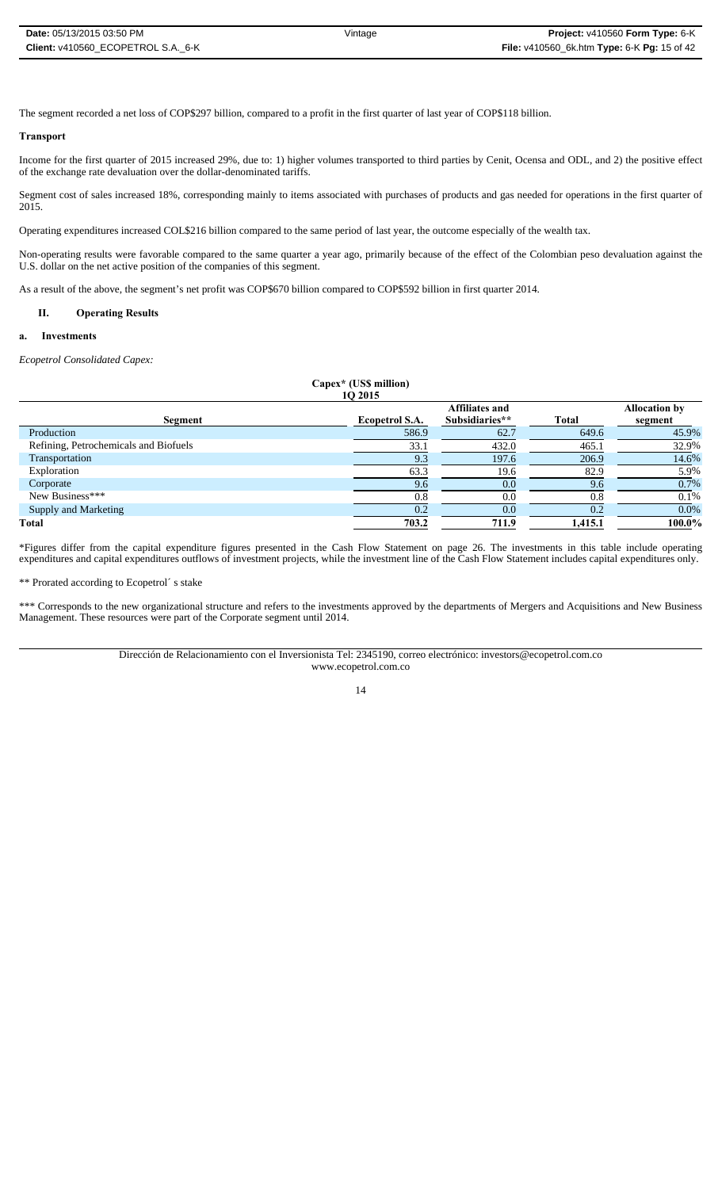The segment recorded a net loss of COP$297 billion, compared to a profit in the first quarter of last year of COP$118 billion.

**Transport**

Income for the first quarter of 2015 increased 29%, due to: 1) higher volumes transported to third parties by Cenit, Ocensa and ODL, and 2) the positive effect of the exchange rate devaluation over the dollar-denominated tariffs.

Segment cost of sales increased 18%, corresponding mainly to items associated with purchases of products and gas needed for operations in the first quarter of 2015.

Operating expenditures increased COL$216 billion compared to the same period of last year, the outcome especially of the wealth tax.

Non-operating results were favorable compared to the same quarter a year ago, primarily because of the effect of the Colombian peso devaluation against the U.S. dollar on the net active position of the companies of this segment.

As a result of the above, the segment's net profit was COP$670 billion compared to COP$592 billion in first quarter 2014.

## II. Operating Results

### a. Investments

*Ecopetrol Consolidated Capex:*

**Capex\* (US$ million)**
**1Q 2015**

| Segment | Ecopetrol S.A. | Affiliates and Subsidiaries** | Total | Allocation by segment |
|---|---|---|---|---|
| Production | 586.9 | 62.7 | 649.6 | 45.9% |
| Refining, Petrochemicals and Biofuels | 33.1 | 432.0 | 465.1 | 32.9% |
| Transportation | 9.3 | 197.6 | 206.9 | 14.6% |
| Exploration | 63.3 | 19.6 | 82.9 | 5.9% |
| Corporate | 9.6 | 0.0 | 9.6 | 0.7% |
| New Business*** | 0.8 | 0.0 | 0.8 | 0.1% |
| Supply and Marketing | 0.2 | 0.0 | 0.2 | 0.0% |
| **Total** | **703.2** | **711.9** | **1,415.1** | **100.0%** |

*Figures differ from the capital expenditure figures presented in the Cash Flow Statement on page 26. The investments in this table include operating expenditures and capital expenditures outflows of investment projects, while the investment line of the Cash Flow Statement includes capital expenditures only.

** Prorated according to Ecopetrol´ s stake

*** Corresponds to the new organizational structure and refers to the investments approved by the departments of Mergers and Acquisitions and New Business Management. These resources were part of the Corporate segment until 2014.

Dirección de Relacionamiento con el Inversionista Tel: 2345190, correo electrónico: investors@ecopetrol.com.co
www.ecopetrol.com.co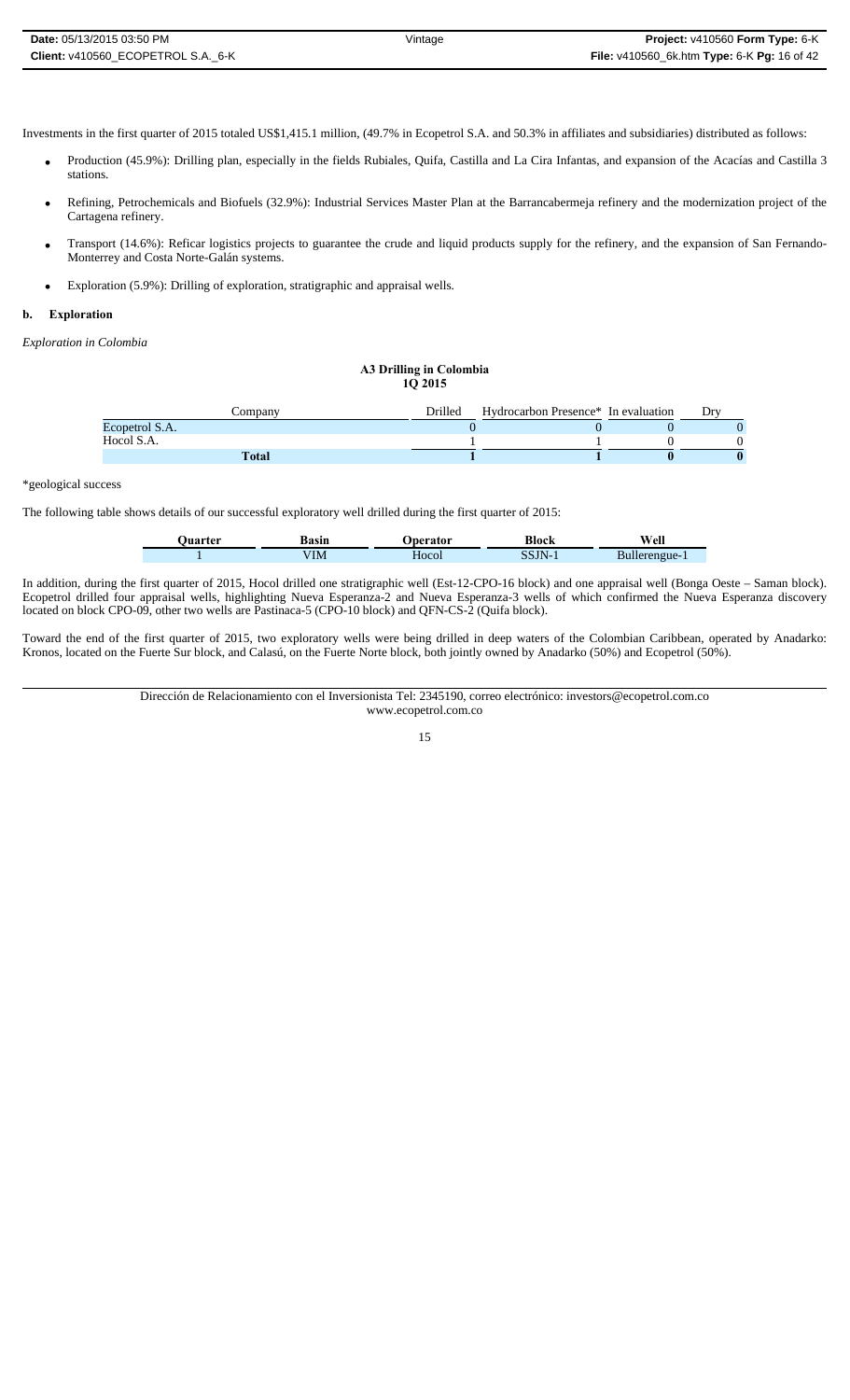Investments in the first quarter of 2015 totaled US$1,415.1 million, (49.7% in Ecopetrol S.A. and 50.3% in affiliates and subsidiaries) distributed as follows:

- Production (45.9%): Drilling plan, especially in the fields Rubiales, Quifa, Castilla and La Cira Infantas, and expansion of the Acacías and Castilla 3 stations.
- Refining, Petrochemicals and Biofuels (32.9%): Industrial Services Master Plan at the Barrancabermeja refinery and the modernization project of the Cartagena refinery.
- Transport (14.6%): Reficar logistics projects to guarantee the crude and liquid products supply for the refinery, and the expansion of San Fernando-Monterrey and Costa Norte-Galán systems.
- Exploration (5.9%): Drilling of exploration, stratigraphic and appraisal wells.

## b. Exploration

*Exploration in Colombia*

**A3 Drilling in Colombia**
**1Q 2015**

| Company | Drilled | Hydrocarbon Presence* | In evaluation | Dry |
|---|---|---|---|---|
| Ecopetrol S.A. | 0 | 0 | 0 | 0 |
| Hocol S.A. | 1 | 1 | 0 | 0 |
| **Total** | **1** | **1** | **0** | **0** |

*geological success

The following table shows details of our successful exploratory well drilled during the first quarter of 2015:

| Quarter | Basin | Operator | Block | Well |
|---|---|---|---|---|
| 1 | VIM | Hocol | SSJN-1 | Bullerengue-1 |

In addition, during the first quarter of 2015, Hocol drilled one stratigraphic well (Est-12-CPO-16 block) and one appraisal well (Bonga Oeste – Saman block). Ecopetrol drilled four appraisal wells, highlighting Nueva Esperanza-2 and Nueva Esperanza-3 wells of which confirmed the Nueva Esperanza discovery located on block CPO-09, other two wells are Pastinaca-5 (CPO-10 block) and QFN-CS-2 (Quifa block).

Toward the end of the first quarter of 2015, two exploratory wells were being drilled in deep waters of the Colombian Caribbean, operated by Anadarko: Kronos, located on the Fuerte Sur block, and Calasú, on the Fuerte Norte block, both jointly owned by Anadarko (50%) and Ecopetrol (50%).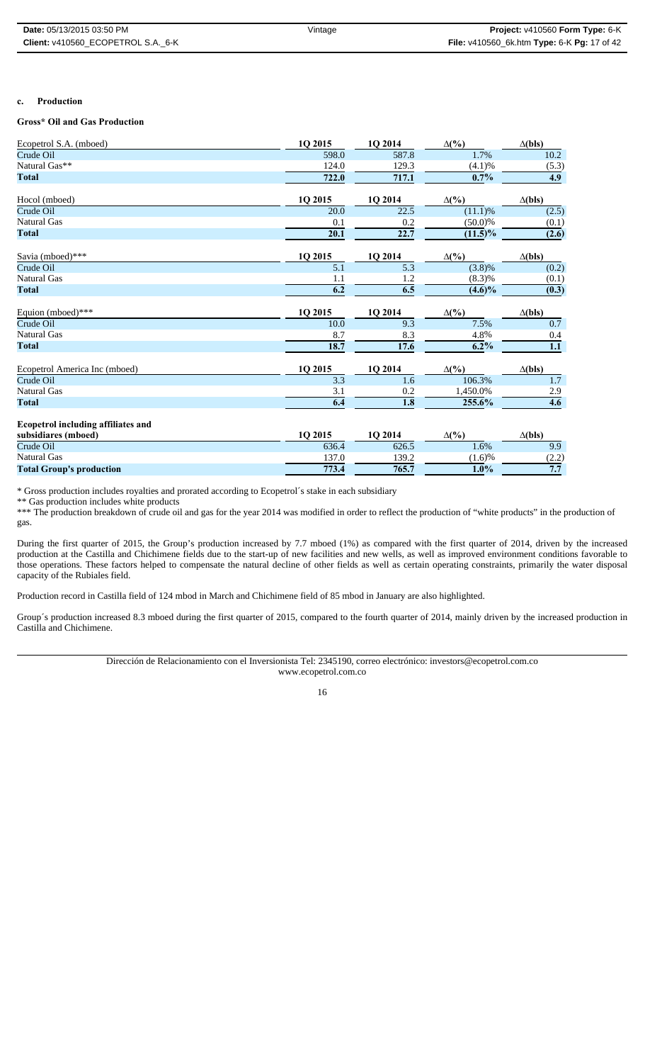**c. Production**

**Gross* Oil and Gas Production**

| Ecopetrol S.A. (mboed) | 1Q 2015 | 1Q 2014 | Δ(%) | Δ(bls) |
|---|---|---|---|---|
| Crude Oil | 598.0 | 587.8 | 1.7% | 10.2 |
| Natural Gas** | 124.0 | 129.3 | (4.1)% | (5.3) |
| **Total** | **722.0** | **717.1** | **0.7%** | **4.9** |

| Hocol (mboed) | 1Q 2015 | 1Q 2014 | Δ(%) | Δ(bls) |
|---|---|---|---|---|
| Crude Oil | 20.0 | 22.5 | (11.1)% | (2.5) |
| Natural Gas | 0.1 | 0.2 | (50.0)% | (0.1) |
| **Total** | **20.1** | **22.7** | **(11.5)%** | **(2.6)** |

| Savia (mboed)*** | 1Q 2015 | 1Q 2014 | Δ(%) | Δ(bls) |
|---|---|---|---|---|
| Crude Oil | 5.1 | 5.3 | (3.8)% | (0.2) |
| Natural Gas | 1.1 | 1.2 | (8.3)% | (0.1) |
| **Total** | **6.2** | **6.5** | **(4.6)%** | **(0.3)** |

| Equion (mboed)*** | 1Q 2015 | 1Q 2014 | Δ(%) | Δ(bls) |
|---|---|---|---|---|
| Crude Oil | 10.0 | 9.3 | 7.5% | 0.7 |
| Natural Gas | 8.7 | 8.3 | 4.8% | 0.4 |
| **Total** | **18.7** | **17.6** | **6.2%** | **1.1** |

| Ecopetrol America Inc (mboed) | 1Q 2015 | 1Q 2014 | Δ(%) | Δ(bls) |
|---|---|---|---|---|
| Crude Oil | 3.3 | 1.6 | 106.3% | 1.7 |
| Natural Gas | 3.1 | 0.2 | 1,450.0% | 2.9 |
| **Total** | **6.4** | **1.8** | **255.6%** | **4.6** |

| **Ecopetrol including affiliates and subsidiares (mboed)** | 1Q 2015 | 1Q 2014 | Δ(%) | Δ(bls) |
|---|---|---|---|---|
| Crude Oil | 636.4 | 626.5 | 1.6% | 9.9 |
| Natural Gas | 137.0 | 139.2 | (1.6)% | (2.2) |
| **Total Group's production** | **773.4** | **765.7** | **1.0%** | **7.7** |

* Gross production includes royalties and prorated according to Ecopetrol´s stake in each subsidiary

** Gas production includes white products

*** The production breakdown of crude oil and gas for the year 2014 was modified in order to reflect the production of "white products" in the production of gas.

During the first quarter of 2015, the Group's production increased by 7.7 mboed (1%) as compared with the first quarter of 2014, driven by the increased production at the Castilla and Chichimene fields due to the start-up of new facilities and new wells, as well as improved environment conditions favorable to those operations. These factors helped to compensate the natural decline of other fields as well as certain operating constraints, primarily the water disposal capacity of the Rubiales field.

Production record in Castilla field of 124 mbod in March and Chichimene field of 85 mbod in January are also highlighted.

Group´s production increased 8.3 mboed during the first quarter of 2015, compared to the fourth quarter of 2014, mainly driven by the increased production in Castilla and Chichimene.

Dirección de Relacionamiento con el Inversionista Tel: 2345190, correo electrónico: investors@ecopetrol.com.co
www.ecopetrol.com.co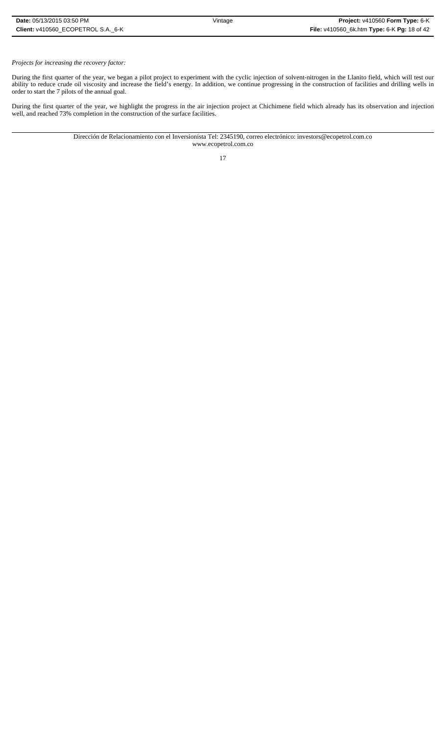*Projects for increasing the recovery factor:*

During the first quarter of the year, we began a pilot project to experiment with the cyclic injection of solvent-nitrogen in the Llanito field, which will test our ability to reduce crude oil viscosity and increase the field's energy. In addition, we continue progressing in the construction of facilities and drilling wells in order to start the 7 pilots of the annual goal.

During the first quarter of the year, we highlight the progress in the air injection project at Chichimene field which already has its observation and injection well, and reached 73% completion in the construction of the surface facilities.

Dirección de Relacionamiento con el Inversionista Tel: 2345190, correo electrónico: investors@ecopetrol.com.co
www.ecopetrol.com.co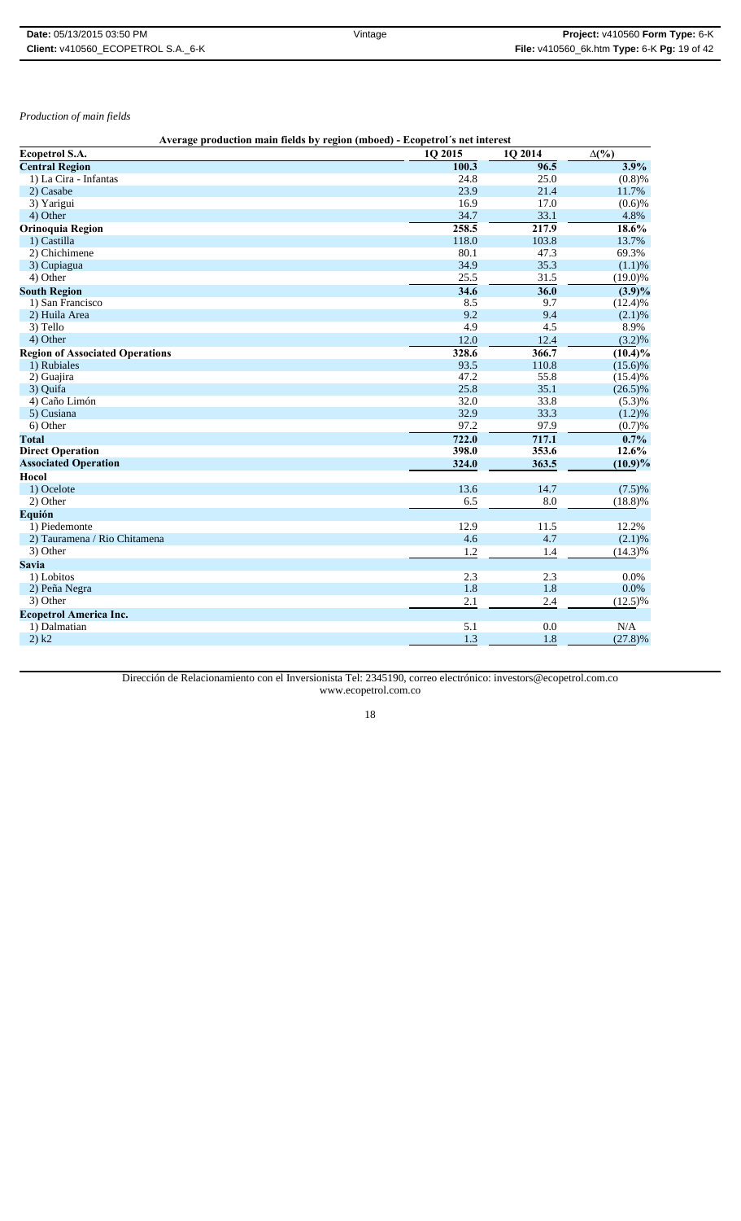*Production of main fields*

**Average production main fields by region (mboed) - Ecopetrol´s net interest**

| Ecopetrol S.A. | 1Q 2015 | 1Q 2014 | Δ(%) |
|---|---|---|---|
| **Central Region** | **100.3** | **96.5** | **3.9%** |
| 1) La Cira - Infantas | 24.8 | 25.0 | (0.8)% |
| 2) Casabe | 23.9 | 21.4 | 11.7% |
| 3) Yarigui | 16.9 | 17.0 | (0.6)% |
| 4) Other | 34.7 | 33.1 | 4.8% |
| **Orinoquia Region** | **258.5** | **217.9** | **18.6%** |
| 1) Castilla | 118.0 | 103.8 | 13.7% |
| 2) Chichimene | 80.1 | 47.3 | 69.3% |
| 3) Cupiagua | 34.9 | 35.3 | (1.1)% |
| 4) Other | 25.5 | 31.5 | (19.0)% |
| **South Region** | **34.6** | **36.0** | **(3.9)%** |
| 1) San Francisco | 8.5 | 9.7 | (12.4)% |
| 2) Huila Area | 9.2 | 9.4 | (2.1)% |
| 3) Tello | 4.9 | 4.5 | 8.9% |
| 4) Other | 12.0 | 12.4 | (3.2)% |
| **Region of Associated Operations** | **328.6** | **366.7** | **(10.4)%** |
| 1) Rubiales | 93.5 | 110.8 | (15.6)% |
| 2) Guajira | 47.2 | 55.8 | (15.4)% |
| 3) Quifa | 25.8 | 35.1 | (26.5)% |
| 4) Caño Limón | 32.0 | 33.8 | (5.3)% |
| 5) Cusiana | 32.9 | 33.3 | (1.2)% |
| 6) Other | 97.2 | 97.9 | (0.7)% |
| **Total** | **722.0** | **717.1** | **0.7%** |
| **Direct Operation** | **398.0** | **353.6** | **12.6%** |
| **Associated Operation** | **324.0** | **363.5** | **(10.9)%** |
| **Hocol** | | | |
| 1) Ocelote | 13.6 | 14.7 | (7.5)% |
| 2) Other | 6.5 | 8.0 | (18.8)% |
| **Equión** | | | |
| 1) Piedemonte | 12.9 | 11.5 | 12.2% |
| 2) Tauramena / Rio Chitamena | 4.6 | 4.7 | (2.1)% |
| 3) Other | 1.2 | 1.4 | (14.3)% |
| **Savia** | | | |
| 1) Lobitos | 2.3 | 2.3 | 0.0% |
| 2) Peña Negra | 1.8 | 1.8 | 0.0% |
| 3) Other | 2.1 | 2.4 | (12.5)% |
| **Ecopetrol America Inc.** | | | |
| 1) Dalmatian | 5.1 | 0.0 | N/A |
| 2) k2 | 1.3 | 1.8 | (27.8)% |

Dirección de Relacionamiento con el Inversionista Tel: 2345190, correo electrónico: investors@ecopetrol.com.co
www.ecopetrol.com.co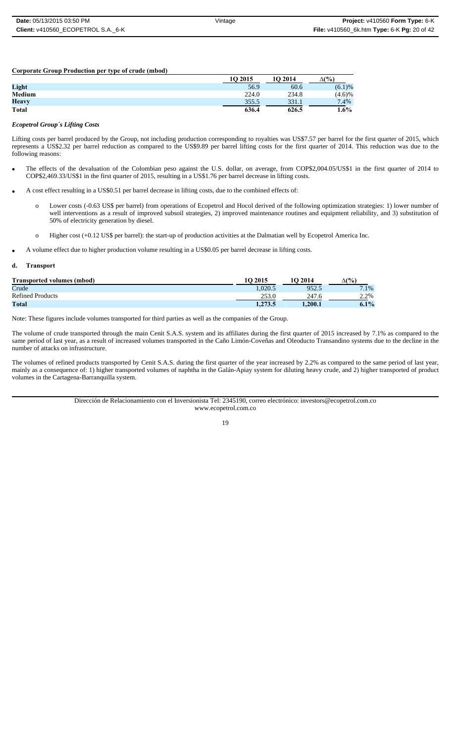**Corporate Group Production per type of crude (mbod)**

| | 1Q 2015 | 1Q 2014 | Δ(%) |
|---|---|---|---|
| **Light** | 56.9 | 60.6 | (6.1)% |
| **Medium** | 224.0 | 234.8 | (4.6)% |
| **Heavy** | 355.5 | 331.1 | 7.4% |
| **Total** | **636.4** | **626.5** | **1.6%** |

### *Ecopetrol Group´s Lifting Costs*

Lifting costs per barrel produced by the Group, not including production corresponding to royalties was US$7.57 per barrel for the first quarter of 2015, which represents a US$2.32 per barrel reduction as compared to the US$9.89 per barrel lifting costs for the first quarter of 2014. This reduction was due to the following reasons:

- The effects of the devaluation of the Colombian peso against the U.S. dollar, on average, from COP$2,004.05/US$1 in the first quarter of 2014 to COP$2,469.33/US$1 in the first quarter of 2015, resulting in a US$1.76 per barrel decrease in lifting costs.
- A cost effect resulting in a US$0.51 per barrel decrease in lifting costs, due to the combined effects of:
  - Lower costs (-0.63 US$ per barrel) from operations of Ecopetrol and Hocol derived of the following optimization strategies: 1) lower number of well interventions as a result of improved subsoil strategies, 2) improved maintenance routines and equipment reliability, and 3) substitution of 50% of electricity generation by diesel.
  - Higher cost (+0.12 US$ per barrel): the start-up of production activities at the Dalmatian well by Ecopetrol America Inc.
- A volume effect due to higher production volume resulting in a US$0.05 per barrel decrease in lifting costs.

### d. Transport

| **Transported volumes (mbod)** | 1Q 2015 | 1Q 2014 | Δ(%) |
|---|---|---|---|
| Crude | 1,020.5 | 952.5 | 7.1% |
| Refined Products | 253.0 | 247.6 | 2.2% |
| **Total** | **1,273.5** | **1,200.1** | **6.1%** |

Note: These figures include volumes transported for third parties as well as the companies of the Group.

The volume of crude transported through the main Cenit S.A.S. system and its affiliates during the first quarter of 2015 increased by 7.1% as compared to the same period of last year, as a result of increased volumes transported in the Caño Limón-Coveñas and Oleoducto Transandino systems due to the decline in the number of attacks on infrastructure.

The volumes of refined products transported by Cenit S.A.S. during the first quarter of the year increased by 2.2% as compared to the same period of last year, mainly as a consequence of: 1) higher transported volumes of naphtha in the Galán-Apiay system for diluting heavy crude, and 2) higher transported of product volumes in the Cartagena-Barranquilla system.

Dirección de Relacionamiento con el Inversionista Tel: 2345190, correo electrónico: investors@ecopetrol.com.co
www.ecopetrol.com.co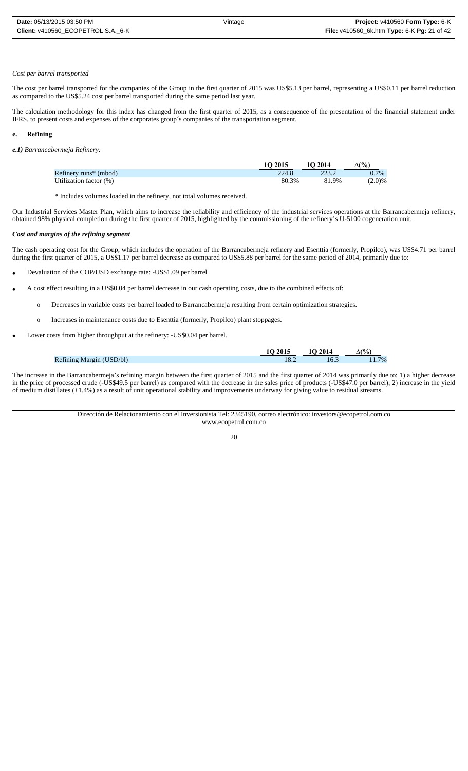*Cost per barrel transported*

The cost per barrel transported for the companies of the Group in the first quarter of 2015 was US$5.13 per barrel, representing a US$0.11 per barrel reduction as compared to the US$5.24 cost per barrel transported during the same period last year.

The calculation methodology for this index has changed from the first quarter of 2015, as a consequence of the presentation of the financial statement under IFRS, to present costs and expenses of the corporates group´s companies of the transportation segment.

**e. Refining**

***e.1)*** *Barrancabermeja Refinery:*

| | 1Q 2015 | 1Q 2014 | Δ(%) |
|---|---|---|---|
| Refinery runs* (mbod) | 224.8 | 223.2 | 0.7% |
| Utilization factor (%) | 80.3% | 81.9% | (2.0)% |

\* Includes volumes loaded in the refinery, not total volumes received.

Our Industrial Services Master Plan, which aims to increase the reliability and efficiency of the industrial services operations at the Barrancabermeja refinery, obtained 98% physical completion during the first quarter of 2015, highlighted by the commissioning of the refinery's U-5100 cogeneration unit.

***Cost and margins of the refining segment***

The cash operating cost for the Group, which includes the operation of the Barrancabermeja refinery and Esenttia (formerly, Propilco), was US$4.71 per barrel during the first quarter of 2015, a US$1.17 per barrel decrease as compared to US$5.88 per barrel for the same period of 2014, primarily due to:

- Devaluation of the COP/USD exchange rate: -US$1.09 per barrel
- A cost effect resulting in a US$0.04 per barrel decrease in our cash operating costs, due to the combined effects of:
    - Decreases in variable costs per barrel loaded to Barrancabermeja resulting from certain optimization strategies.
    - Increases in maintenance costs due to Esenttia (formerly, Propilco) plant stoppages.
- Lower costs from higher throughput at the refinery: -US$0.04 per barrel.

| | 1Q 2015 | 1Q 2014 | Δ(%) |
|---|---|---|---|
| Refining Margin (USD/bl) | 18.2 | 16.3 | 11.7% |

The increase in the Barrancabermeja's refining margin between the first quarter of 2015 and the first quarter of 2014 was primarily due to: 1) a higher decrease in the price of processed crude (-US$49.5 per barrel) as compared with the decrease in the sales price of products (-US$47.0 per barrel); 2) increase in the yield of medium distillates (+1.4%) as a result of unit operational stability and improvements underway for giving value to residual streams.

Dirección de Relacionamiento con el Inversionista Tel: 2345190, correo electrónico: investors@ecopetrol.com.co
www.ecopetrol.com.co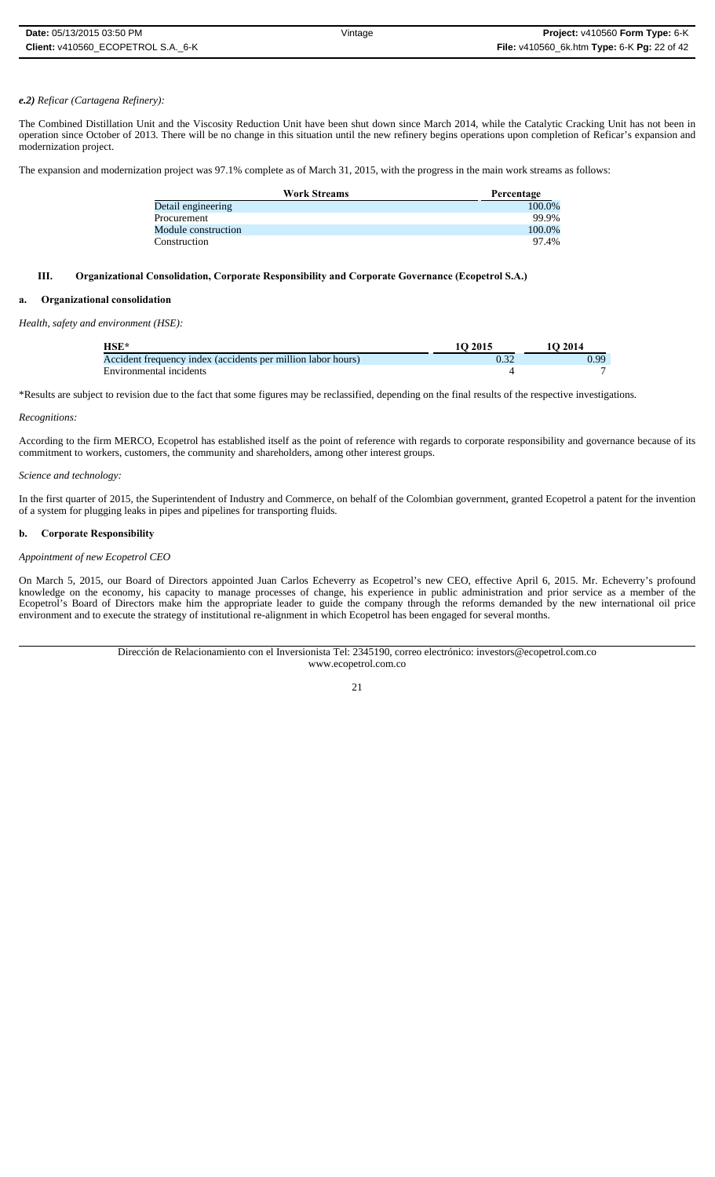***e.2)*** *Reficar (Cartagena Refinery):*

The Combined Distillation Unit and the Viscosity Reduction Unit have been shut down since March 2014, while the Catalytic Cracking Unit has not been in operation since October of 2013. There will be no change in this situation until the new refinery begins operations upon completion of Reficar's expansion and modernization project.

The expansion and modernization project was 97.1% complete as of March 31, 2015, with the progress in the main work streams as follows:

| Work Streams | Percentage |
|---|---|
| Detail engineering | 100.0% |
| Procurement | 99.9% |
| Module construction | 100.0% |
| Construction | 97.4% |

## III. Organizational Consolidation, Corporate Responsibility and Corporate Governance (Ecopetrol S.A.)

### a. Organizational consolidation

*Health, safety and environment (HSE):*

| HSE* | 1Q 2015 | 1Q 2014 |
|---|---|---|
| Accident frequency index (accidents per million labor hours) | 0.32 | 0.99 |
| Environmental incidents | 4 | 7 |

*Results are subject to revision due to the fact that some figures may be reclassified, depending on the final results of the respective investigations.

*Recognitions:*

According to the firm MERCO, Ecopetrol has established itself as the point of reference with regards to corporate responsibility and governance because of its commitment to workers, customers, the community and shareholders, among other interest groups.

*Science and technology:*

In the first quarter of 2015, the Superintendent of Industry and Commerce, on behalf of the Colombian government, granted Ecopetrol a patent for the invention of a system for plugging leaks in pipes and pipelines for transporting fluids.

### b. Corporate Responsibility

*Appointment of new Ecopetrol CEO*

On March 5, 2015, our Board of Directors appointed Juan Carlos Echeverry as Ecopetrol's new CEO, effective April 6, 2015. Mr. Echeverry's profound knowledge on the economy, his capacity to manage processes of change, his experience in public administration and prior service as a member of the Ecopetrol's Board of Directors make him the appropriate leader to guide the company through the reforms demanded by the new international oil price environment and to execute the strategy of institutional re-alignment in which Ecopetrol has been engaged for several months.

Dirección de Relacionamiento con el Inversionista Tel: 2345190, correo electrónico: investors@ecopetrol.com.co
www.ecopetrol.com.co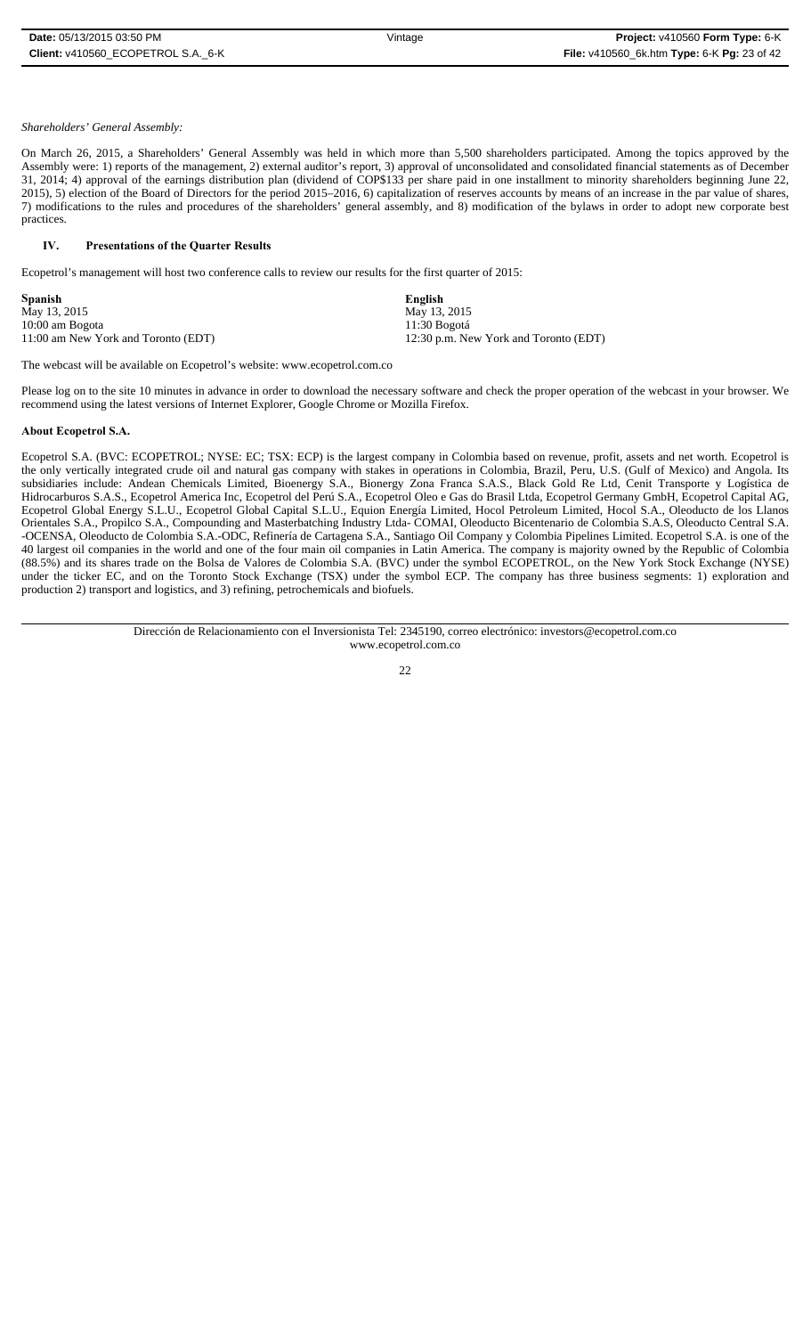*Shareholders' General Assembly:*

On March 26, 2015, a Shareholders' General Assembly was held in which more than 5,500 shareholders participated. Among the topics approved by the Assembly were: 1) reports of the management, 2) external auditor's report, 3) approval of unconsolidated and consolidated financial statements as of December 31, 2014; 4) approval of the earnings distribution plan (dividend of COP$133 per share paid in one installment to minority shareholders beginning June 22, 2015), 5) election of the Board of Directors for the period 2015–2016, 6) capitalization of reserves accounts by means of an increase in the par value of shares, 7) modifications to the rules and procedures of the shareholders' general assembly, and 8) modification of the bylaws in order to adopt new corporate best practices.

## IV. Presentations of the Quarter Results

Ecopetrol's management will host two conference calls to review our results for the first quarter of 2015:

| **Spanish** | **English** |
|---|---|
| May 13, 2015 | May 13, 2015 |
| 10:00 am Bogota | 11:30 Bogotá |
| 11:00 am New York and Toronto (EDT) | 12:30 p.m. New York and Toronto (EDT) |

The webcast will be available on Ecopetrol's website: www.ecopetrol.com.co

Please log on to the site 10 minutes in advance in order to download the necessary software and check the proper operation of the webcast in your browser. We recommend using the latest versions of Internet Explorer, Google Chrome or Mozilla Firefox.

### About Ecopetrol S.A.

Ecopetrol S.A. (BVC: ECOPETROL; NYSE: EC; TSX: ECP) is the largest company in Colombia based on revenue, profit, assets and net worth. Ecopetrol is the only vertically integrated crude oil and natural gas company with stakes in operations in Colombia, Brazil, Peru, U.S. (Gulf of Mexico) and Angola. Its subsidiaries include: Andean Chemicals Limited, Bioenergy S.A., Bionergy Zona Franca S.A.S., Black Gold Re Ltd, Cenit Transporte y Logística de Hidrocarburos S.A.S., Ecopetrol America Inc, Ecopetrol del Perú S.A., Ecopetrol Oleo e Gas do Brasil Ltda, Ecopetrol Germany GmbH, Ecopetrol Capital AG, Ecopetrol Global Energy S.L.U., Ecopetrol Global Capital S.L.U., Equion Energía Limited, Hocol Petroleum Limited, Hocol S.A., Oleoducto de los Llanos Orientales S.A., Propilco S.A., Compounding and Masterbatching Industry Ltda- COMAI, Oleoducto Bicentenario de Colombia S.A.S, Oleoducto Central S.A. -OCENSA, Oleoducto de Colombia S.A.-ODC, Refinería de Cartagena S.A., Santiago Oil Company y Colombia Pipelines Limited. Ecopetrol S.A. is one of the 40 largest oil companies in the world and one of the four main oil companies in Latin America. The company is majority owned by the Republic of Colombia (88.5%) and its shares trade on the Bolsa de Valores de Colombia S.A. (BVC) under the symbol ECOPETROL, on the New York Stock Exchange (NYSE) under the ticker EC, and on the Toronto Stock Exchange (TSX) under the symbol ECP. The company has three business segments: 1) exploration and production 2) transport and logistics, and 3) refining, petrochemicals and biofuels.

Dirección de Relacionamiento con el Inversionista Tel: 2345190, correo electrónico: investors@ecopetrol.com.co
www.ecopetrol.com.co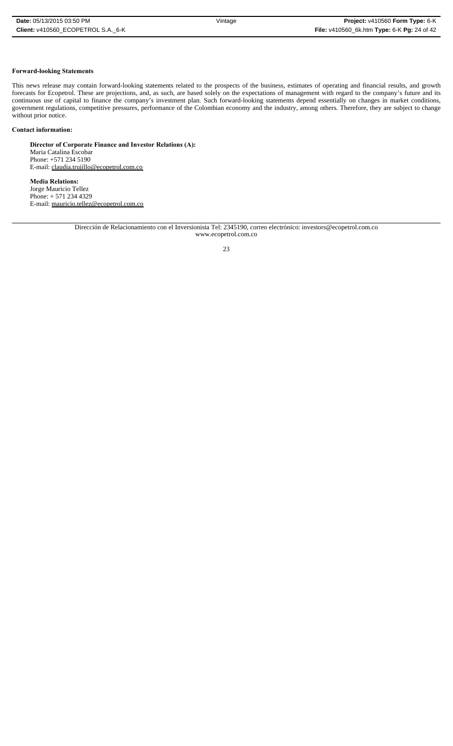**Forward-looking Statements**

This news release may contain forward-looking statements related to the prospects of the business, estimates of operating and financial results, and growth forecasts for Ecopetrol. These are projections, and, as such, are based solely on the expectations of management with regard to the company's future and its continuous use of capital to finance the company's investment plan. Such forward-looking statements depend essentially on changes in market conditions, government regulations, competitive pressures, performance of the Colombian economy and the industry, among others. Therefore, they are subject to change without prior notice.

**Contact information:**

**Director of Corporate Finance and Investor Relations (A):**
Maria Catalina Escobar
Phone: +571 234 5190
E-mail: claudia.trujillo@ecopetrol.com.co

**Media Relations:**
Jorge Mauricio Tellez
Phone: + 571 234 4329
E-mail: mauricio.tellez@ecopetrol.com.co

Dirección de Relacionamiento con el Inversionista Tel: 2345190, correo electrónico: investors@ecopetrol.com.co
www.ecopetrol.com.co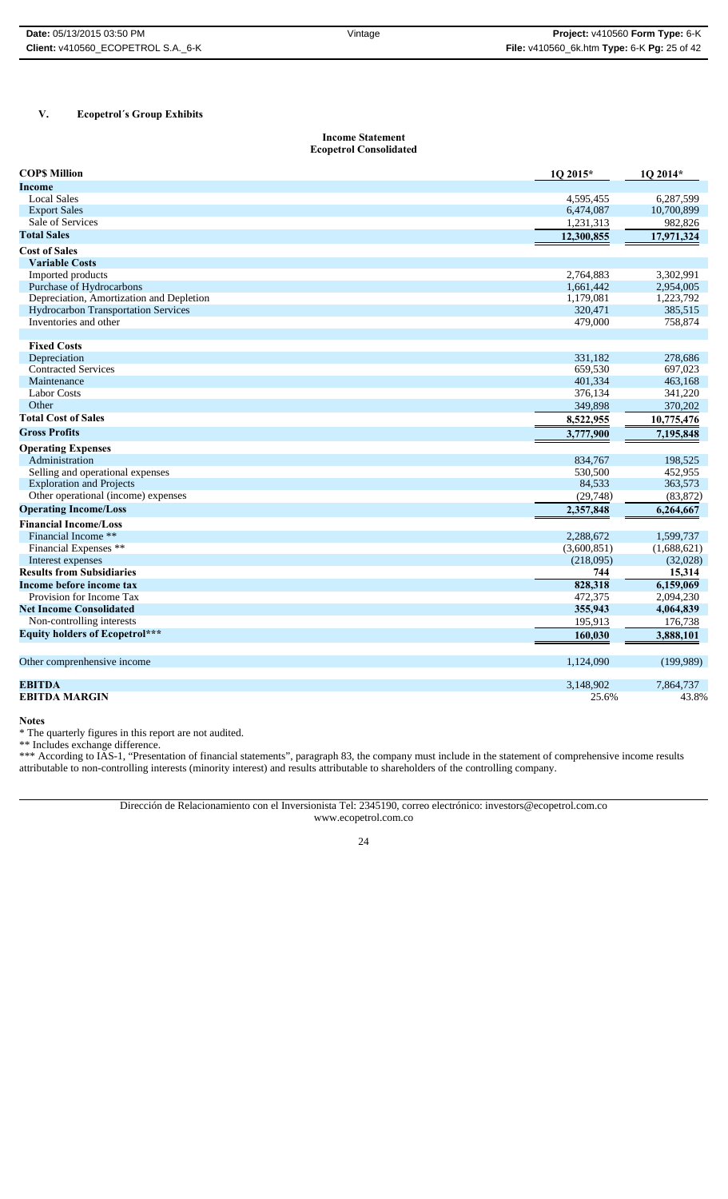## V. Ecopetrol´s Group Exhibits

**Income Statement**
**Ecopetrol Consolidated**

| COP$ Million | 1Q 2015* | 1Q 2014* |
|---|---|---|
| **Income** | | |
| Local Sales | 4,595,455 | 6,287,599 |
| Export Sales | 6,474,087 | 10,700,899 |
| Sale of Services | 1,231,313 | 982,826 |
| **Total Sales** | **12,300,855** | **17,971,324** |
| **Cost of Sales** | | |
| **Variable Costs** | | |
| Imported products | 2,764,883 | 3,302,991 |
| Purchase of Hydrocarbons | 1,661,442 | 2,954,005 |
| Depreciation, Amortization and Depletion | 1,179,081 | 1,223,792 |
| Hydrocarbon Transportation Services | 320,471 | 385,515 |
| Inventories and other | 479,000 | 758,874 |
| **Fixed Costs** | | |
| Depreciation | 331,182 | 278,686 |
| Contracted Services | 659,530 | 697,023 |
| Maintenance | 401,334 | 463,168 |
| Labor Costs | 376,134 | 341,220 |
| Other | 349,898 | 370,202 |
| **Total Cost of Sales** | **8,522,955** | **10,775,476** |
| **Gross Profits** | **3,777,900** | **7,195,848** |
| **Operating Expenses** | | |
| Administration | 834,767 | 198,525 |
| Selling and operational expenses | 530,500 | 452,955 |
| Exploration and Projects | 84,533 | 363,573 |
| Other operational (income) expenses | (29,748) | (83,872) |
| **Operating Income/Loss** | **2,357,848** | **6,264,667** |
| **Financial Income/Loss** | | |
| Financial Income ** | 2,288,672 | 1,599,737 |
| Financial Expenses ** | (3,600,851) | (1,688,621) |
| Interest expenses | (218,095) | (32,028) |
| **Results from Subsidiaries** | **744** | **15,314** |
| **Income before income tax** | **828,318** | **6,159,069** |
| Provision for Income Tax | 472,375 | 2,094,230 |
| **Net Income Consolidated** | **355,943** | **4,064,839** |
| Non-controlling interests | 195,913 | 176,738 |
| **Equity holders of Ecopetrol*** ** | **160,030** | **3,888,101** |
| Other comprenhensive income | 1,124,090 | (199,989) |
| **EBITDA** | 3,148,902 | 7,864,737 |
| **EBITDA MARGIN** | 25.6% | 43.8% |

**Notes**

* The quarterly figures in this report are not audited.

** Includes exchange difference.

*** According to IAS-1, "Presentation of financial statements", paragraph 83, the company must include in the statement of comprehensive income results attributable to non-controlling interests (minority interest) and results attributable to shareholders of the controlling company.

Dirección de Relacionamiento con el Inversionista Tel: 2345190, correo electrónico: investors@ecopetrol.com.co
www.ecopetrol.com.co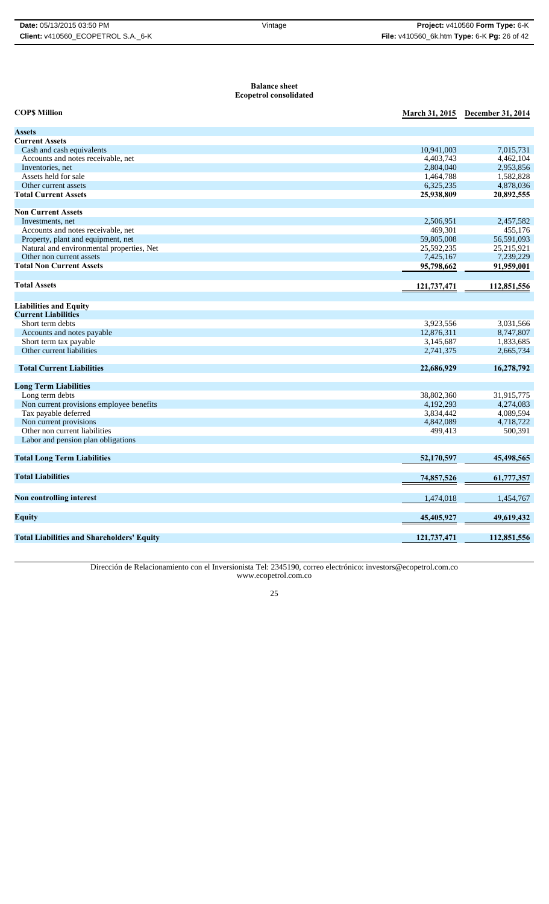**Balance sheet**
**Ecopetrol consolidated**

| COP$ Million | March 31, 2015 | December 31, 2014 |
|---|---|---|
| **Assets** | | |
| **Current Assets** | | |
| Cash and cash equivalents | 10,941,003 | 7,015,731 |
| Accounts and notes receivable, net | 4,403,743 | 4,462,104 |
| Inventories, net | 2,804,040 | 2,953,856 |
| Assets held for sale | 1,464,788 | 1,582,828 |
| Other current assets | 6,325,235 | 4,878,036 |
| **Total Current Assets** | **25,938,809** | **20,892,555** |
| **Non Current Assets** | | |
| Investments, net | 2,506,951 | 2,457,582 |
| Accounts and notes receivable, net | 469,301 | 455,176 |
| Property, plant and equipment, net | 59,805,008 | 56,591,093 |
| Natural and environmental properties, Net | 25,592,235 | 25,215,921 |
| Other non current assets | 7,425,167 | 7,239,229 |
| **Total Non Current Assets** | **95,798,662** | **91,959,001** |
| **Total Assets** | **121,737,471** | **112,851,556** |
| **Liabilities and Equity** | | |
| **Current Liabilities** | | |
| Short term debts | 3,923,556 | 3,031,566 |
| Accounts and notes payable | 12,876,311 | 8,747,807 |
| Short term tax payable | 3,145,687 | 1,833,685 |
| Other current liabilities | 2,741,375 | 2,665,734 |
| **Total Current Liabilities** | **22,686,929** | **16,278,792** |
| **Long Term Liabilities** | | |
| Long term debts | 38,802,360 | 31,915,775 |
| Non current provisions employee benefits | 4,192,293 | 4,274,083 |
| Tax payable deferred | 3,834,442 | 4,089,594 |
| Non current provisions | 4,842,089 | 4,718,722 |
| Other non current liabilities | 499,413 | 500,391 |
| Labor and pension plan obligations | | |
| **Total Long Term Liabilities** | **52,170,597** | **45,498,565** |
| **Total Liabilities** | **74,857,526** | **61,777,357** |
| **Non controlling interest** | 1,474,018 | 1,454,767 |
| **Equity** | **45,405,927** | **49,619,432** |
| **Total Liabilities and Shareholders' Equity** | **121,737,471** | **112,851,556** |

Dirección de Relacionamiento con el Inversionista Tel: 2345190, correo electrónico: investors@ecopetrol.com.co
www.ecopetrol.com.co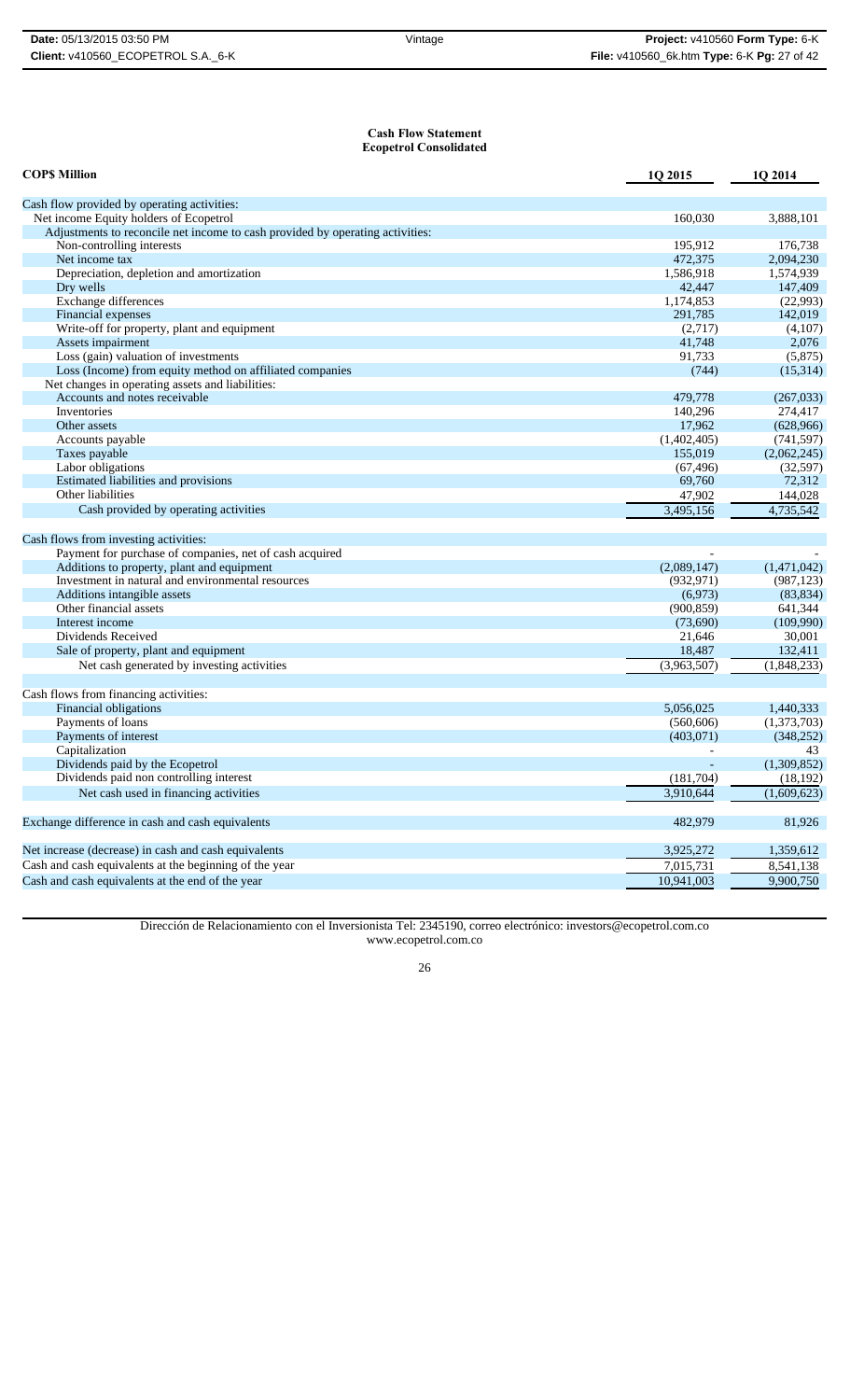**Cash Flow Statement**
**Ecopetrol Consolidated**

| COP$ Million | 1Q 2015 | 1Q 2014 |
|---|---|---|
| Cash flow provided by operating activities: | | |
| Net income Equity holders of Ecopetrol | 160,030 | 3,888,101 |
| Adjustments to reconcile net income to cash provided by operating activities: | | |
| Non-controlling interests | 195,912 | 176,738 |
| Net income tax | 472,375 | 2,094,230 |
| Depreciation, depletion and amortization | 1,586,918 | 1,574,939 |
| Dry wells | 42,447 | 147,409 |
| Exchange differences | 1,174,853 | (22,993) |
| Financial expenses | 291,785 | 142,019 |
| Write-off for property, plant and equipment | (2,717) | (4,107) |
| Assets impairment | 41,748 | 2,076 |
| Loss (gain) valuation of investments | 91,733 | (5,875) |
| Loss (Income) from equity method on affiliated companies | (744) | (15,314) |
| Net changes in operating assets and liabilities: | | |
| Accounts and notes receivable | 479,778 | (267,033) |
| Inventories | 140,296 | 274,417 |
| Other assets | 17,962 | (628,966) |
| Accounts payable | (1,402,405) | (741,597) |
| Taxes payable | 155,019 | (2,062,245) |
| Labor obligations | (67,496) | (32,597) |
| Estimated liabilities and provisions | 69,760 | 72,312 |
| Other liabilities | 47,902 | 144,028 |
| Cash provided by operating activities | 3,495,156 | 4,735,542 |
| | | |
| Cash flows from investing activities: | | |
| Payment for purchase of companies, net of cash acquired | - | - |
| Additions to property, plant and equipment | (2,089,147) | (1,471,042) |
| Investment in natural and environmental resources | (932,971) | (987,123) |
| Additions intangible assets | (6,973) | (83,834) |
| Other financial assets | (900,859) | 641,344 |
| Interest income | (73,690) | (109,990) |
| Dividends Received | 21,646 | 30,001 |
| Sale of property, plant and equipment | 18,487 | 132,411 |
| Net cash generated by investing activities | (3,963,507) | (1,848,233) |
| | | |
| Cash flows from financing activities: | | |
| Financial obligations | 5,056,025 | 1,440,333 |
| Payments of loans | (560,606) | (1,373,703) |
| Payments of interest | (403,071) | (348,252) |
| Capitalization | - | 43 |
| Dividends paid by the Ecopetrol | - | (1,309,852) |
| Dividends paid non controlling interest | (181,704) | (18,192) |
| Net cash used in financing activities | 3,910,644 | (1,609,623) |
| | | |
| Exchange difference in cash and cash equivalents | 482,979 | 81,926 |
| | | |
| Net increase (decrease) in cash and cash equivalents | 3,925,272 | 1,359,612 |
| Cash and cash equivalents at the beginning of the year | 7,015,731 | 8,541,138 |
| Cash and cash equivalents at the end of the year | 10,941,003 | 9,900,750 |

Dirección de Relacionamiento con el Inversionista Tel: 2345190, correo electrónico: investors@ecopetrol.com.co
www.ecopetrol.com.co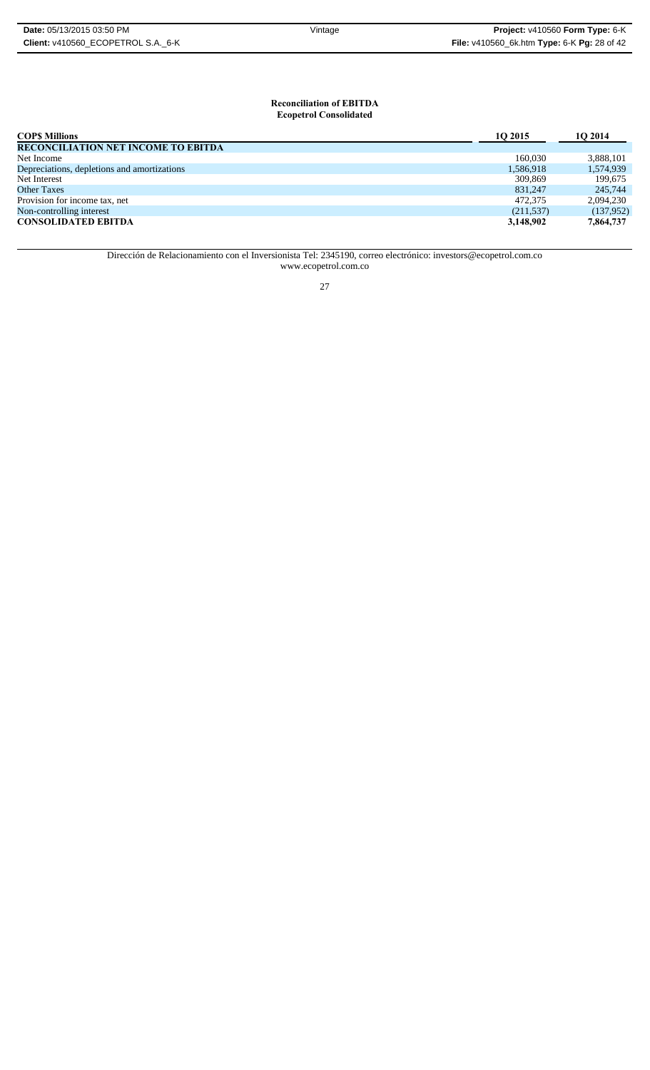**Reconciliation of EBITDA**
**Ecopetrol Consolidated**

| COP$ Millions | 1Q 2015 | 1Q 2014 |
|---|---|---|
| **RECONCILIATION NET INCOME TO EBITDA** | | |
| Net Income | 160,030 | 3,888,101 |
| Depreciations, depletions and amortizations | 1,586,918 | 1,574,939 |
| Net Interest | 309,869 | 199,675 |
| Other Taxes | 831,247 | 245,744 |
| Provision for income tax, net | 472,375 | 2,094,230 |
| Non-controlling interest | (211,537) | (137,952) |
| **CONSOLIDATED EBITDA** | **3,148,902** | **7,864,737** |

Dirección de Relacionamiento con el Inversionista Tel: 2345190, correo electrónico: investors@ecopetrol.com.co
www.ecopetrol.com.co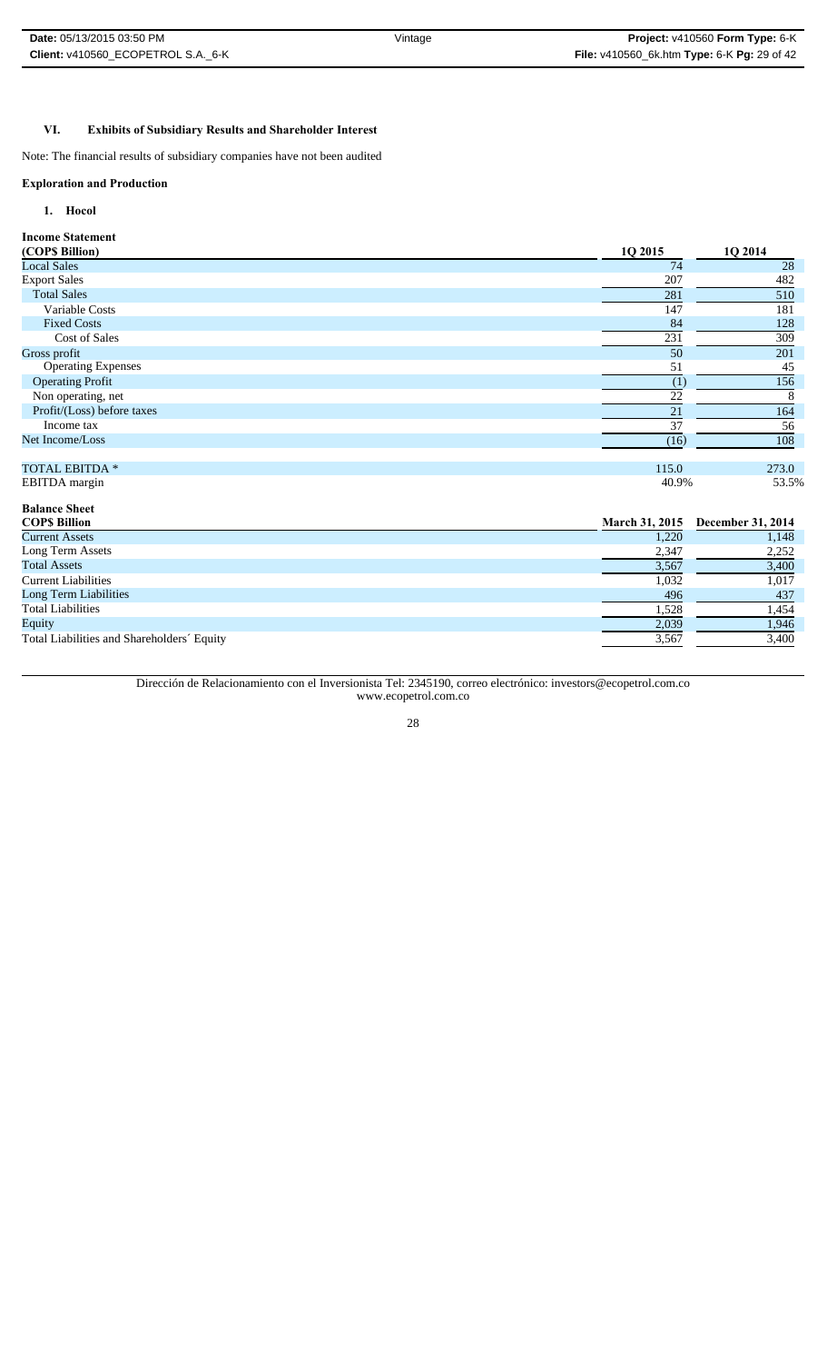## VI. Exhibits of Subsidiary Results and Shareholder Interest

Note: The financial results of subsidiary companies have not been audited

### Exploration and Production

#### 1. Hocol

**Income Statement**

| (COP$ Billion) | 1Q 2015 | 1Q 2014 |
|---|---|---|
| Local Sales | 74 | 28 |
| Export Sales | 207 | 482 |
| Total Sales | 281 | 510 |
| Variable Costs | 147 | 181 |
| Fixed Costs | 84 | 128 |
| Cost of Sales | 231 | 309 |
| Gross profit | 50 | 201 |
| Operating Expenses | 51 | 45 |
| Operating Profit | (1) | 156 |
| Non operating, net | 22 | 8 |
| Profit/(Loss) before taxes | 21 | 164 |
| Income tax | 37 | 56 |
| Net Income/Loss | (16) | 108 |
| | | |
| TOTAL EBITDA * | 115.0 | 273.0 |
| EBITDA margin | 40.9% | 53.5% |

**Balance Sheet**

| COP$ Billion | March 31, 2015 | December 31, 2014 |
|---|---|---|
| Current Assets | 1,220 | 1,148 |
| Long Term Assets | 2,347 | 2,252 |
| Total Assets | 3,567 | 3,400 |
| Current Liabilities | 1,032 | 1,017 |
| Long Term Liabilities | 496 | 437 |
| Total Liabilities | 1,528 | 1,454 |
| Equity | 2,039 | 1,946 |
| Total Liabilities and Shareholders´ Equity | 3,567 | 3,400 |

Dirección de Relacionamiento con el Inversionista Tel: 2345190, correo electrónico: investors@ecopetrol.com.co
www.ecopetrol.com.co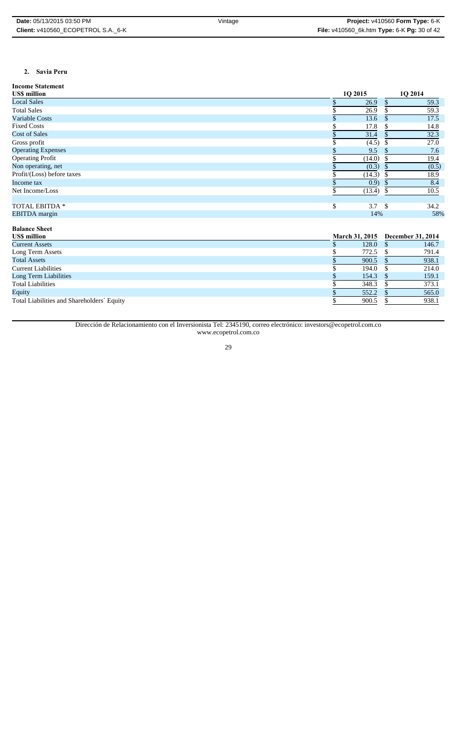## 2. Savia Peru

**Income Statement**

| US$ million | 1Q 2015 | 1Q 2014 |
|---|---|---|
| Local Sales | $ 26.9 | $ 59.3 |
| Total Sales | $ 26.9 | $ 59.3 |
| Variable Costs | $ 13.6 | $ 17.5 |
| Fixed Costs | $ 17.8 | $ 14.8 |
| Cost of Sales | $ 31.4 | $ 32.3 |
| Gross profit | $ (4.5) | $ 27.0 |
| Operating Expenses | $ 9.5 | $ 7.6 |
| Operating Profit | $ (14.0) | $ 19.4 |
| Non operating, net | $ (0.3) | $ (0.5) |
| Profit/(Loss) before taxes | $ (14.3) | $ 18.9 |
| Income tax | $ 0.9) | $ 8.4 |
| Net Income/Loss | $ (13.4) | $ 10.5 |
| | | |
| TOTAL EBITDA * | $ 3.7 | $ 34.2 |
| EBITDA margin | 14% | 58% |

**Balance Sheet**

| US$ million | March 31, 2015 | December 31, 2014 |
|---|---|---|
| Current Assets | $ 128.0 | $ 146.7 |
| Long Term Assets | $ 772.5 | $ 791.4 |
| Total Assets | $ 900.5 | $ 938.1 |
| Current Liabilities | $ 194.0 | $ 214.0 |
| Long Term Liabilities | $ 154.3 | $ 159.1 |
| Total Liabilities | $ 348.3 | $ 373.1 |
| Equity | $ 552.2 | $ 565.0 |
| Total Liabilities and Shareholders´ Equity | $ 900.5 | $ 938.1 |

Dirección de Relacionamiento con el Inversionista Tel: 2345190, correo electrónico: investors@ecopetrol.com.co
www.ecopetrol.com.co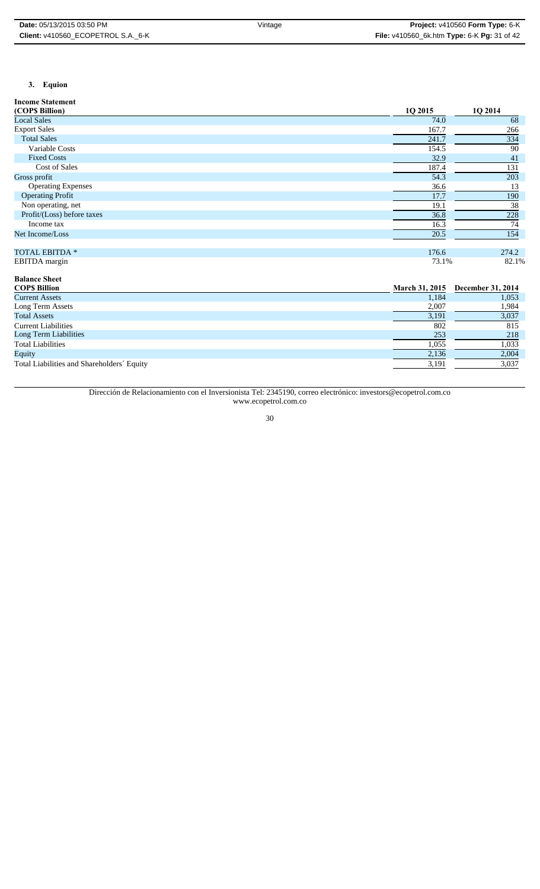### 3. Equion

**Income Statement**

| (COP$ Billion) | 1Q 2015 | 1Q 2014 |
|---|---|---|
| Local Sales | 74.0 | 68 |
| Export Sales | 167.7 | 266 |
| Total Sales | 241.7 | 334 |
| Variable Costs | 154.5 | 90 |
| Fixed Costs | 32.9 | 41 |
| Cost of Sales | 187.4 | 131 |
| Gross profit | 54.3 | 203 |
| Operating Expenses | 36.6 | 13 |
| Operating Profit | 17.7 | 190 |
| Non operating, net | 19.1 | 38 |
| Profit/(Loss) before taxes | 36.8 | 228 |
| Income tax | 16.3 | 74 |
| Net Income/Loss | 20.5 | 154 |
| | | |
| TOTAL EBITDA * | 176.6 | 274.2 |
| EBITDA margin | 73.1% | 82.1% |

**Balance Sheet**

| COP$ Billion | March 31, 2015 | December 31, 2014 |
|---|---|---|
| Current Assets | 1,184 | 1,053 |
| Long Term Assets | 2,007 | 1,984 |
| Total Assets | 3,191 | 3,037 |
| Current Liabilities | 802 | 815 |
| Long Term Liabilities | 253 | 218 |
| Total Liabilities | 1,055 | 1,033 |
| Equity | 2,136 | 2,004 |
| Total Liabilities and Shareholders´ Equity | 3,191 | 3,037 |

Dirección de Relacionamiento con el Inversionista Tel: 2345190, correo electrónico: investors@ecopetrol.com.co
www.ecopetrol.com.co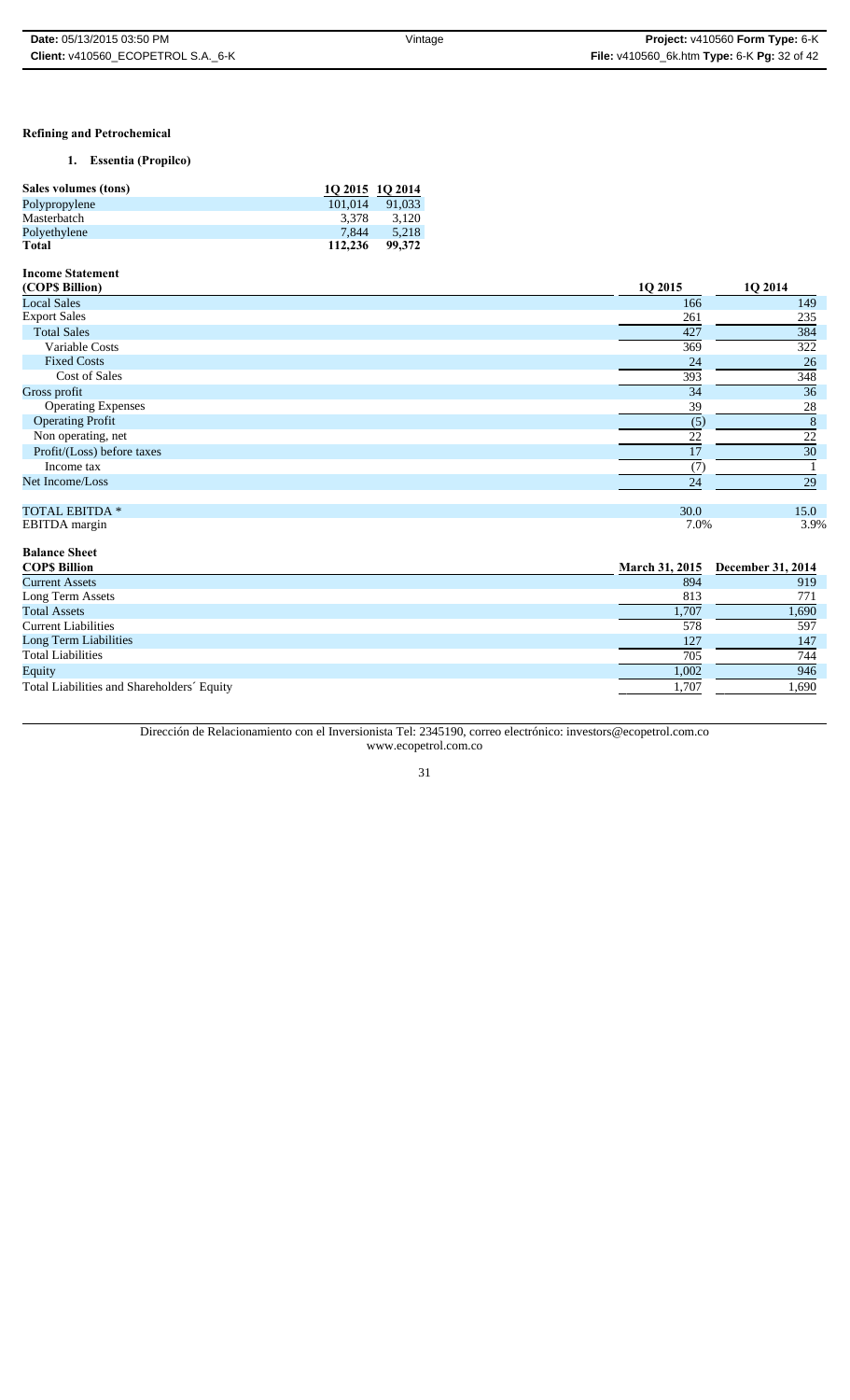## Refining and Petrochemical

### 1. Essentia (Propilco)

| Sales volumes (tons) | 1Q 2015 | 1Q 2014 |
|---|---|---|
| Polypropylene | 101,014 | 91,033 |
| Masterbatch | 3,378 | 3,120 |
| Polyethylene | 7,844 | 5,218 |
| **Total** | **112,236** | **99,372** |

**Income Statement**

| (COP$ Billion) | 1Q 2015 | 1Q 2014 |
|---|---|---|
| Local Sales | 166 | 149 |
| Export Sales | 261 | 235 |
| Total Sales | 427 | 384 |
| Variable Costs | 369 | 322 |
| Fixed Costs | 24 | 26 |
| Cost of Sales | 393 | 348 |
| Gross profit | 34 | 36 |
| Operating Expenses | 39 | 28 |
| Operating Profit | (5) | 8 |
| Non operating, net | 22 | 22 |
| Profit/(Loss) before taxes | 17 | 30 |
| Income tax | (7) | 1 |
| Net Income/Loss | 24 | 29 |
| | | |
| TOTAL EBITDA * | 30.0 | 15.0 |
| EBITDA margin | 7.0% | 3.9% |

**Balance Sheet**

| COP$ Billion | March 31, 2015 | December 31, 2014 |
|---|---|---|
| Current Assets | 894 | 919 |
| Long Term Assets | 813 | 771 |
| Total Assets | 1,707 | 1,690 |
| Current Liabilities | 578 | 597 |
| Long Term Liabilities | 127 | 147 |
| Total Liabilities | 705 | 744 |
| Equity | 1,002 | 946 |
| Total Liabilities and Shareholders´ Equity | 1,707 | 1,690 |

Dirección de Relacionamiento con el Inversionista Tel: 2345190, correo electrónico: investors@ecopetrol.com.co
www.ecopetrol.com.co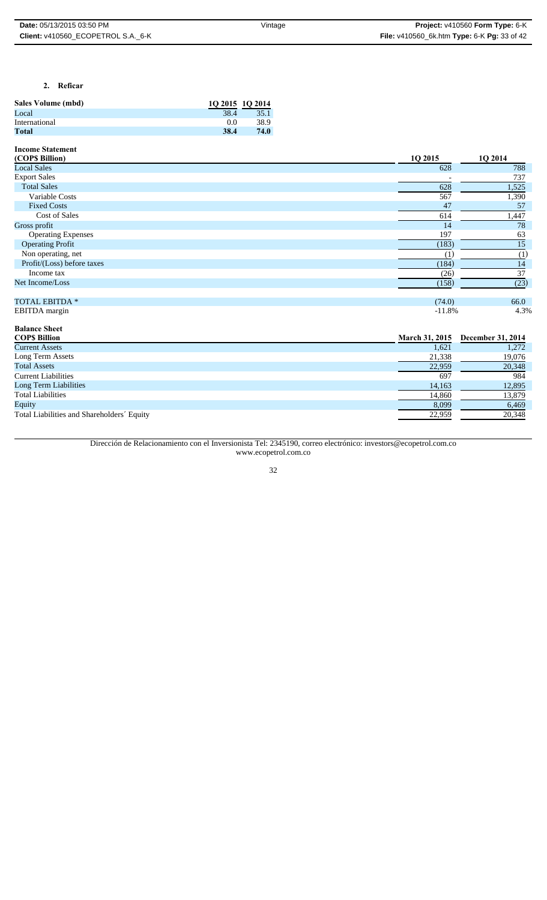2. **Reficar**

| **Sales Volume (mbd)** | **1Q 2015** | **1Q 2014** |
|---|---|---|
| Local | 38.4 | 35.1 |
| International | 0.0 | 38.9 |
| **Total** | **38.4** | **74.0** |

| **Income Statement (COP$ Billion)** | **1Q 2015** | **1Q 2014** |
|---|---|---|
| Local Sales | 628 | 788 |
| Export Sales | - | 737 |
| Total Sales | 628 | 1,525 |
| Variable Costs | 567 | 1,390 |
| Fixed Costs | 47 | 57 |
| Cost of Sales | 614 | 1,447 |
| Gross profit | 14 | 78 |
| Operating Expenses | 197 | 63 |
| Operating Profit | (183) | 15 |
| Non operating, net | (1) | (1) |
| Profit/(Loss) before taxes | (184) | 14 |
| Income tax | (26) | 37 |
| Net Income/Loss | (158) | (23) |
| | | |
| TOTAL EBITDA * | (74.0) | 66.0 |
| EBITDA margin | -11.8% | 4.3% |

| **Balance Sheet COP$ Billion** | **March 31, 2015** | **December 31, 2014** |
|---|---|---|
| Current Assets | 1,621 | 1,272 |
| Long Term Assets | 21,338 | 19,076 |
| Total Assets | 22,959 | 20,348 |
| Current Liabilities | 697 | 984 |
| Long Term Liabilities | 14,163 | 12,895 |
| Total Liabilities | 14,860 | 13,879 |
| Equity | 8,099 | 6,469 |
| Total Liabilities and Shareholders´ Equity | 22,959 | 20,348 |

Dirección de Relacionamiento con el Inversionista Tel: 2345190, correo electrónico: investors@ecopetrol.com.co
www.ecopetrol.com.co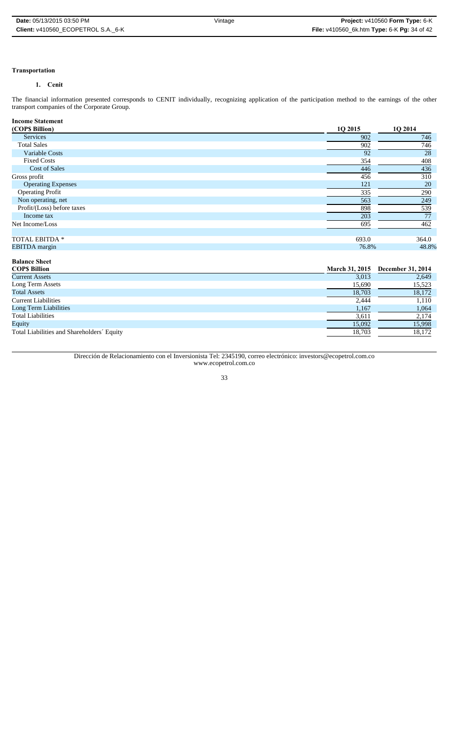**Transportation**

1. **Cenit**

The financial information presented corresponds to CENIT individually, recognizing application of the participation method to the earnings of the other transport companies of the Corporate Group.

**Income Statement**

| (COP$ Billion) | 1Q 2015 | 1Q 2014 |
|---|---|---|
| Services | 902 | 746 |
| Total Sales | 902 | 746 |
| Variable Costs | 92 | 28 |
| Fixed Costs | 354 | 408 |
| Cost of Sales | 446 | 436 |
| Gross profit | 456 | 310 |
| Operating Expenses | 121 | 20 |
| Operating Profit | 335 | 290 |
| Non operating, net | 563 | 249 |
| Profit/(Loss) before taxes | 898 | 539 |
| Income tax | 203 | 77 |
| Net Income/Loss | 695 | 462 |
| | | |
| TOTAL EBITDA * | 693.0 | 364.0 |
| EBITDA margin | 76.8% | 48.8% |

**Balance Sheet**

| COP$ Billion | March 31, 2015 | December 31, 2014 |
|---|---|---|
| Current Assets | 3,013 | 2,649 |
| Long Term Assets | 15,690 | 15,523 |
| Total Assets | 18,703 | 18,172 |
| Current Liabilities | 2,444 | 1,110 |
| Long Term Liabilities | 1,167 | 1,064 |
| Total Liabilities | 3,611 | 2,174 |
| Equity | 15,092 | 15,998 |
| Total Liabilities and Shareholders´ Equity | 18,703 | 18,172 |

Dirección de Relacionamiento con el Inversionista Tel: 2345190, correo electrónico: investors@ecopetrol.com.co
www.ecopetrol.com.co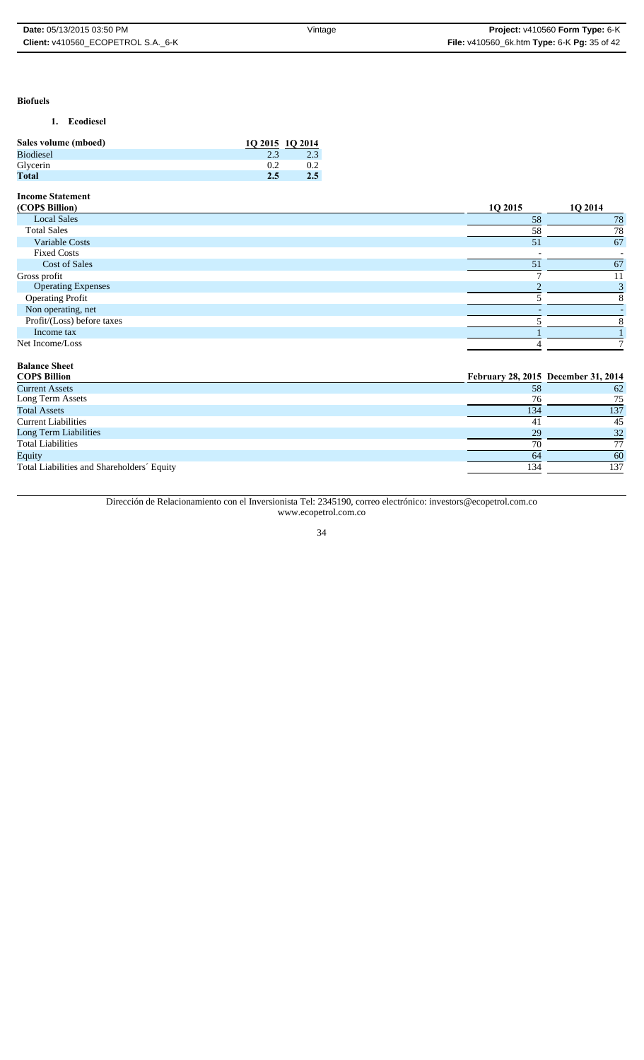**Biofuels**

1. **Ecodiesel**

| Sales volume (mboed) | 1Q 2015 | 1Q 2014 |
|---|---|---|
| Biodiesel | 2.3 | 2.3 |
| Glycerin | 0.2 | 0.2 |
| **Total** | **2.5** | **2.5** |

**Income Statement**

| (COP$ Billion) | 1Q 2015 | 1Q 2014 |
|---|---|---|
| Local Sales | 58 | 78 |
| Total Sales | 58 | 78 |
| Variable Costs | 51 | 67 |
| Fixed Costs | - | - |
| Cost of Sales | 51 | 67 |
| Gross profit | 7 | 11 |
| Operating Expenses | 2 | 3 |
| Operating Profit | 5 | 8 |
| Non operating, net | - | - |
| Profit/(Loss) before taxes | 5 | 8 |
| Income tax | 1 | 1 |
| Net Income/Loss | 4 | 7 |

**Balance Sheet**

| COP$ Billion | February 28, 2015 | December 31, 2014 |
|---|---|---|
| Current Assets | 58 | 62 |
| Long Term Assets | 76 | 75 |
| Total Assets | 134 | 137 |
| Current Liabilities | 41 | 45 |
| Long Term Liabilities | 29 | 32 |
| Total Liabilities | 70 | 77 |
| Equity | 64 | 60 |
| Total Liabilities and Shareholders´ Equity | 134 | 137 |

Dirección de Relacionamiento con el Inversionista Tel: 2345190, correo electrónico: investors@ecopetrol.com.co
www.ecopetrol.com.co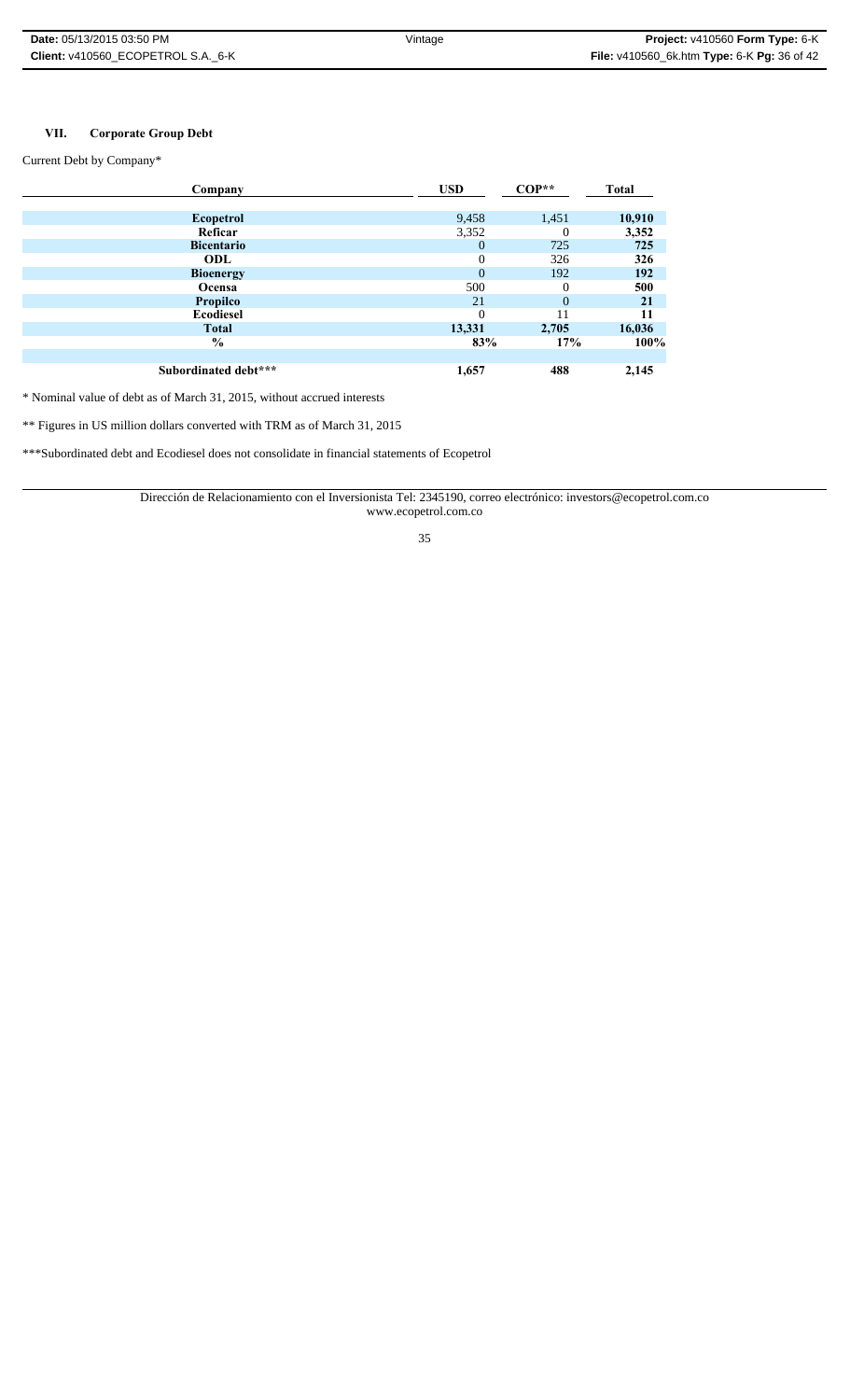## VII. Corporate Group Debt

Current Debt by Company*

| Company | USD | COP** | Total |
|---|---|---|---|
| **Ecopetrol** | 9,458 | 1,451 | **10,910** |
| **Reficar** | 3,352 | 0 | **3,352** |
| **Bicentario** | 0 | 725 | **725** |
| **ODL** | 0 | 326 | **326** |
| **Bioenergy** | 0 | 192 | **192** |
| **Ocensa** | 500 | 0 | **500** |
| **Propilco** | 21 | 0 | **21** |
| **Ecodiesel** | 0 | 11 | **11** |
| **Total** | **13,331** | **2,705** | **16,036** |
| **%** | **83%** | **17%** | **100%** |
| | | | |
| **Subordinated debt***** | **1,657** | **488** | **2,145** |

\* Nominal value of debt as of March 31, 2015, without accrued interests

\*\* Figures in US million dollars converted with TRM as of March 31, 2015

\*\*\*Subordinated debt and Ecodiesel does not consolidate in financial statements of Ecopetrol

Dirección de Relacionamiento con el Inversionista Tel: 2345190, correo electrónico: investors@ecopetrol.com.co www.ecopetrol.com.co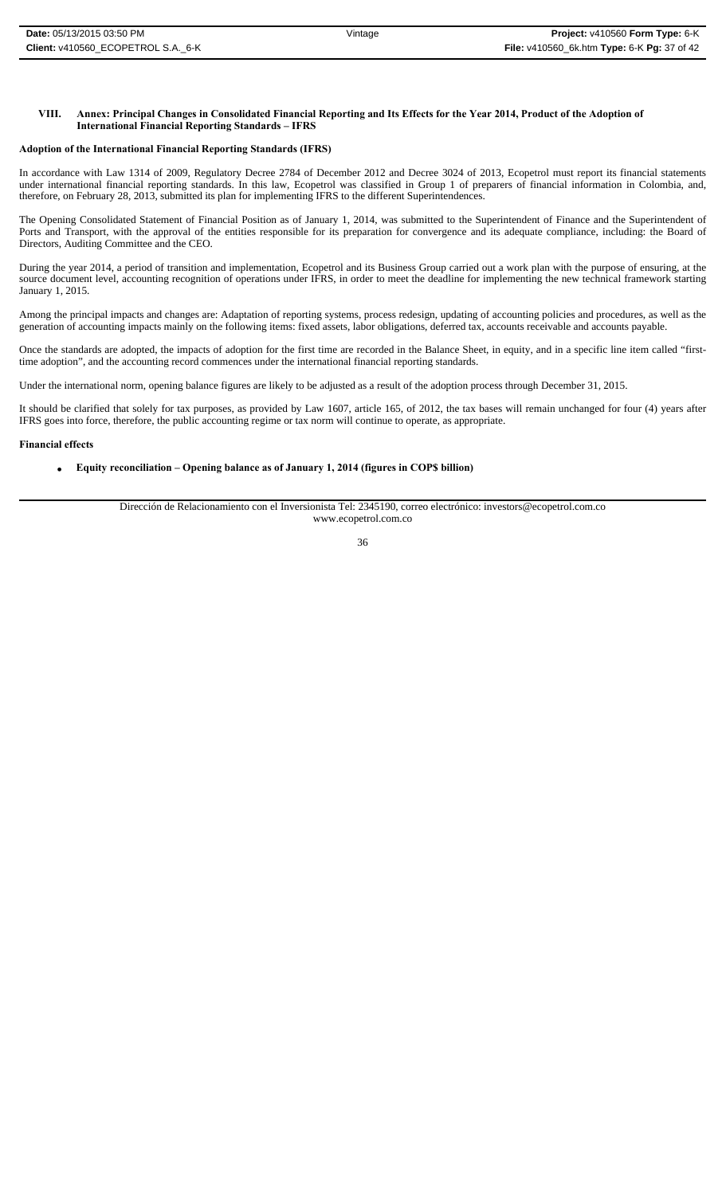## VIII. Annex: Principal Changes in Consolidated Financial Reporting and Its Effects for the Year 2014, Product of the Adoption of International Financial Reporting Standards – IFRS

### Adoption of the International Financial Reporting Standards (IFRS)

In accordance with Law 1314 of 2009, Regulatory Decree 2784 of December 2012 and Decree 3024 of 2013, Ecopetrol must report its financial statements under international financial reporting standards. In this law, Ecopetrol was classified in Group 1 of preparers of financial information in Colombia, and, therefore, on February 28, 2013, submitted its plan for implementing IFRS to the different Superintendences.

The Opening Consolidated Statement of Financial Position as of January 1, 2014, was submitted to the Superintendent of Finance and the Superintendent of Ports and Transport, with the approval of the entities responsible for its preparation for convergence and its adequate compliance, including: the Board of Directors, Auditing Committee and the CEO.

During the year 2014, a period of transition and implementation, Ecopetrol and its Business Group carried out a work plan with the purpose of ensuring, at the source document level, accounting recognition of operations under IFRS, in order to meet the deadline for implementing the new technical framework starting January 1, 2015.

Among the principal impacts and changes are: Adaptation of reporting systems, process redesign, updating of accounting policies and procedures, as well as the generation of accounting impacts mainly on the following items: fixed assets, labor obligations, deferred tax, accounts receivable and accounts payable.

Once the standards are adopted, the impacts of adoption for the first time are recorded in the Balance Sheet, in equity, and in a specific line item called "first-time adoption", and the accounting record commences under the international financial reporting standards.

Under the international norm, opening balance figures are likely to be adjusted as a result of the adoption process through December 31, 2015.

It should be clarified that solely for tax purposes, as provided by Law 1607, article 165, of 2012, the tax bases will remain unchanged for four (4) years after IFRS goes into force, therefore, the public accounting regime or tax norm will continue to operate, as appropriate.

### Financial effects

- **Equity reconciliation – Opening balance as of January 1, 2014 (figures in COP$ billion)**

Dirección de Relacionamiento con el Inversionista Tel: 2345190, correo electrónico: investors@ecopetrol.com.co
www.ecopetrol.com.co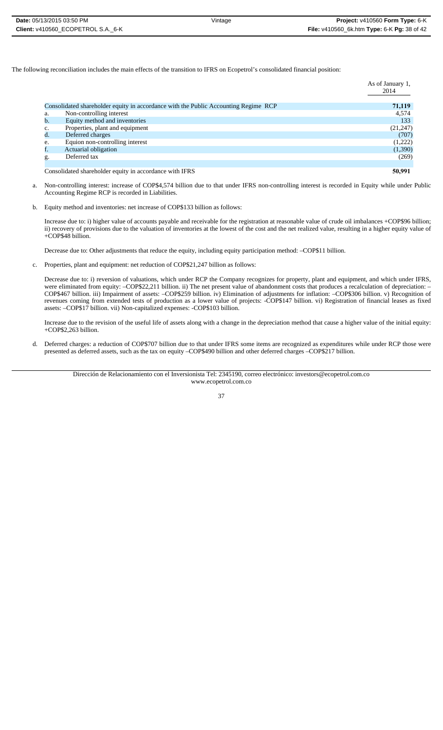The following reconciliation includes the main effects of the transition to IFRS on Ecopetrol's consolidated financial position:

| | | As of January 1, 2014 |
|---|---|---|
| Consolidated shareholder equity in accordance with the Public Accounting Regime RCP | | **71,119** |
| a. | Non-controlling interest | 4,574 |
| b. | Equity method and inventories | 133 |
| c. | Properties, plant and equipment | (21,247) |
| d. | Deferred charges | (707) |
| e. | Equion non-controlling interest | (1,222) |
| f. | Actuarial obligation | (1,390) |
| g. | Deferred tax | (269) |
| Consolidated shareholder equity in accordance with IFRS | | **50,991** |

a. Non-controlling interest: increase of COP$4,574 billion due to that under IFRS non-controlling interest is recorded in Equity while under Public Accounting Regime RCP is recorded in Liabilities.

b. Equity method and inventories: net increase of COP$133 billion as follows:

   Increase due to: i) higher value of accounts payable and receivable for the registration at reasonable value of crude oil imbalances +COP$96 billion; ii) recovery of provisions due to the valuation of inventories at the lowest of the cost and the net realized value, resulting in a higher equity value of +COP$48 billion.

   Decrease due to: Other adjustments that reduce the equity, including equity participation method: –COP$11 billion.

c. Properties, plant and equipment: net reduction of COP$21,247 billion as follows:

   Decrease due to: i) reversion of valuations, which under RCP the Company recognizes for property, plant and equipment, and which under IFRS, were eliminated from equity: –COP$22,211 billion. ii) The net present value of abandonment costs that produces a recalculation of depreciation: –COP$467 billion. iii) Impairment of assets: –COP$259 billion. iv) Elimination of adjustments for inflation: –COP$306 billion. v) Recognition of revenues coming from extended tests of production as a lower value of projects: -COP$147 billion. vi) Registration of financial leases as fixed assets: –COP$17 billion. vii) Non-capitalized expenses: -COP$103 billion.

   Increase due to the revision of the useful life of assets along with a change in the depreciation method that cause a higher value of the initial equity: +COP$2,263 billion.

d. Deferred charges: a reduction of COP$707 billion due to that under IFRS some items are recognized as expenditures while under RCP those were presented as deferred assets, such as the tax on equity –COP$490 billion and other deferred charges –COP$217 billion.

Dirección de Relacionamiento con el Inversionista Tel: 2345190, correo electrónico: investors@ecopetrol.com.co
www.ecopetrol.com.co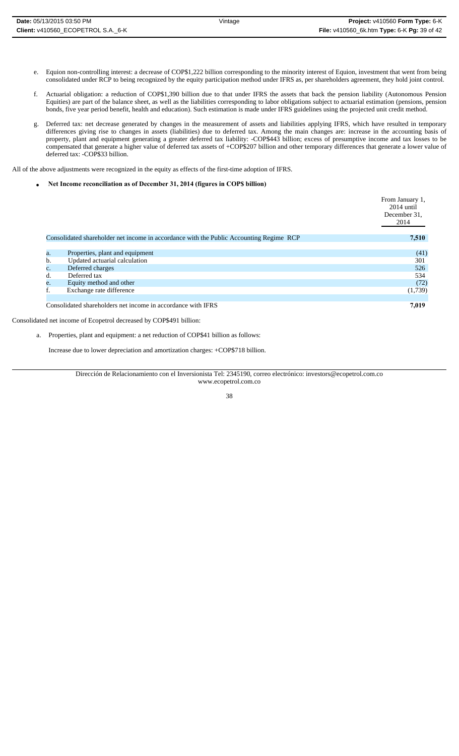e. Equion non-controlling interest: a decrease of COP$1,222 billion corresponding to the minority interest of Equion, investment that went from being consolidated under RCP to being recognized by the equity participation method under IFRS as, per shareholders agreement, they hold joint control.

f. Actuarial obligation: a reduction of COP$1,390 billion due to that under IFRS the assets that back the pension liability (Autonomous Pension Equities) are part of the balance sheet, as well as the liabilities corresponding to labor obligations subject to actuarial estimation (pensions, pension bonds, five year period benefit, health and education). Such estimation is made under IFRS guidelines using the projected unit credit method.

g. Deferred tax: net decrease generated by changes in the measurement of assets and liabilities applying IFRS, which have resulted in temporary differences giving rise to changes in assets (liabilities) due to deferred tax. Among the main changes are: increase in the accounting basis of property, plant and equipment generating a greater deferred tax liability: -COP$443 billion; excess of presumptive income and tax losses to be compensated that generate a higher value of deferred tax assets of +COP$207 billion and other temporary differences that generate a lower value of deferred tax: -COP$33 billion.

All of the above adjustments were recognized in the equity as effects of the first-time adoption of IFRS.

- **Net Income reconciliation as of December 31, 2014 (figures in COP$ billion)**

| | | From January 1, 2014 until December 31, 2014 |
|---|---|---|
| Consolidated shareholder net income in accordance with the Public Accounting Regime RCP | | **7,510** |
| a. | Properties, plant and equipment | (41) |
| b. | Updated actuarial calculation | 301 |
| c. | Deferred charges | 526 |
| d. | Deferred tax | 534 |
| e. | Equity method and other | (72) |
| f. | Exchange rate difference | (1,739) |
| Consolidated shareholders net income in accordance with IFRS | | **7,019** |

Consolidated net income of Ecopetrol decreased by COP$491 billion:

a. Properties, plant and equipment: a net reduction of COP$41 billion as follows:

Increase due to lower depreciation and amortization charges: +COP$718 billion.

Dirección de Relacionamiento con el Inversionista Tel: 2345190, correo electrónico: investors@ecopetrol.com.co
www.ecopetrol.com.co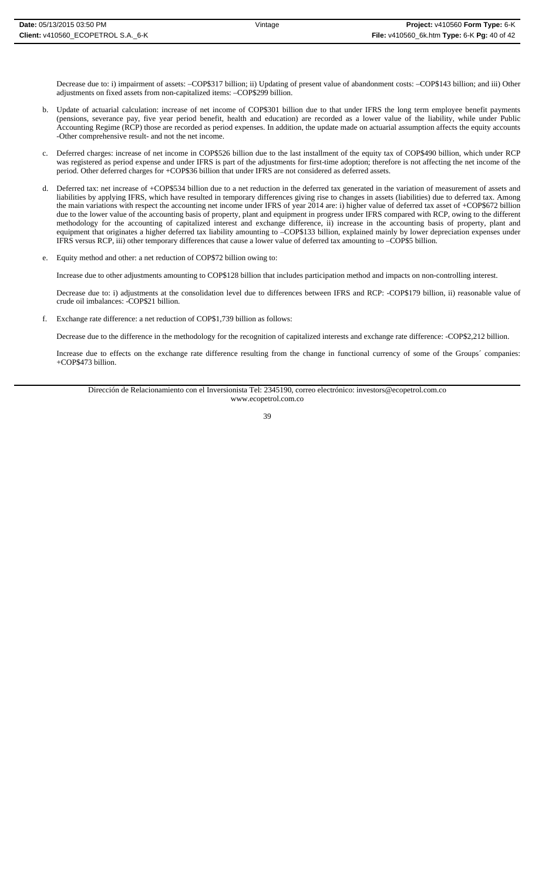Decrease due to: i) impairment of assets: –COP$317 billion; ii) Updating of present value of abandonment costs: –COP$143 billion; and iii) Other adjustments on fixed assets from non-capitalized items: –COP$299 billion.

b. Update of actuarial calculation: increase of net income of COP$301 billion due to that under IFRS the long term employee benefit payments (pensions, severance pay, five year period benefit, health and education) are recorded as a lower value of the liability, while under Public Accounting Regime (RCP) those are recorded as period expenses. In addition, the update made on actuarial assumption affects the equity accounts -Other comprehensive result- and not the net income.

c. Deferred charges: increase of net income in COP$526 billion due to the last installment of the equity tax of COP$490 billion, which under RCP was registered as period expense and under IFRS is part of the adjustments for first-time adoption; therefore is not affecting the net income of the period. Other deferred charges for +COP$36 billion that under IFRS are not considered as deferred assets.

d. Deferred tax: net increase of +COP$534 billion due to a net reduction in the deferred tax generated in the variation of measurement of assets and liabilities by applying IFRS, which have resulted in temporary differences giving rise to changes in assets (liabilities) due to deferred tax. Among the main variations with respect the accounting net income under IFRS of year 2014 are: i) higher value of deferred tax asset of +COP$672 billion due to the lower value of the accounting basis of property, plant and equipment in progress under IFRS compared with RCP, owing to the different methodology for the accounting of capitalized interest and exchange difference, ii) increase in the accounting basis of property, plant and equipment that originates a higher deferred tax liability amounting to –COP$133 billion, explained mainly by lower depreciation expenses under IFRS versus RCP, iii) other temporary differences that cause a lower value of deferred tax amounting to –COP$5 billion.

e. Equity method and other: a net reduction of COP$72 billion owing to:

   Increase due to other adjustments amounting to COP$128 billion that includes participation method and impacts on non-controlling interest.

   Decrease due to: i) adjustments at the consolidation level due to differences between IFRS and RCP: -COP$179 billion, ii) reasonable value of crude oil imbalances: -COP$21 billion.

f. Exchange rate difference: a net reduction of COP$1,739 billion as follows:

   Decrease due to the difference in the methodology for the recognition of capitalized interests and exchange rate difference: -COP$2,212 billion.

   Increase due to effects on the exchange rate difference resulting from the change in functional currency of some of the Groups´ companies: +COP$473 billion.

Dirección de Relacionamiento con el Inversionista Tel: 2345190, correo electrónico: investors@ecopetrol.com.co
www.ecopetrol.com.co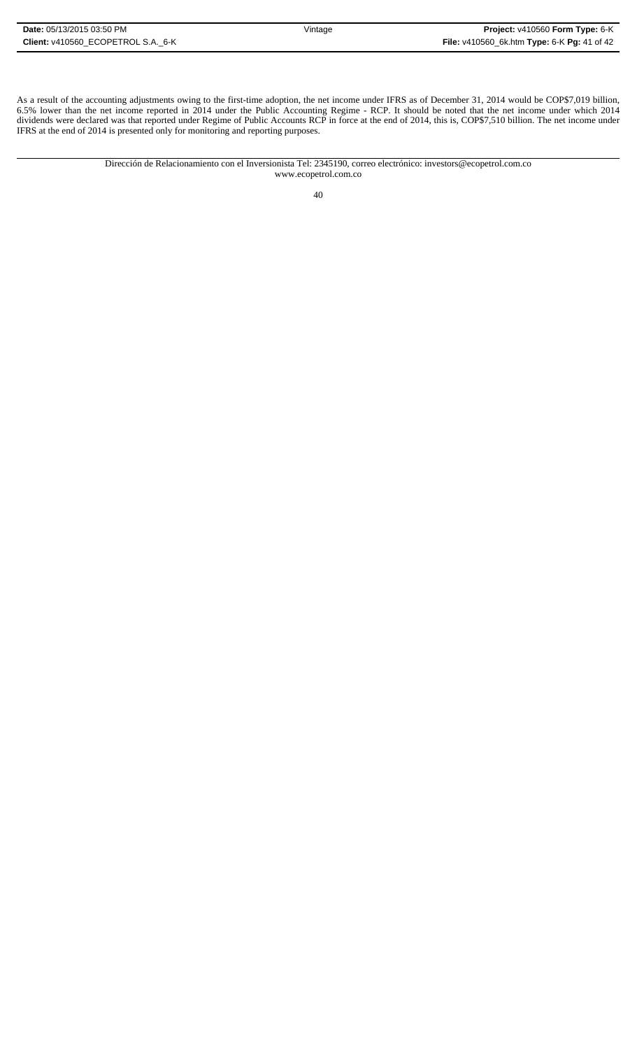As a result of the accounting adjustments owing to the first-time adoption, the net income under IFRS as of December 31, 2014 would be COP$7,019 billion, 6.5% lower than the net income reported in 2014 under the Public Accounting Regime - RCP. It should be noted that the net income under which 2014 dividends were declared was that reported under Regime of Public Accounts RCP in force at the end of 2014, this is, COP$7,510 billion. The net income under IFRS at the end of 2014 is presented only for monitoring and reporting purposes.

Dirección de Relacionamiento con el Inversionista Tel: 2345190, correo electrónico: investors@ecopetrol.com.co
www.ecopetrol.com.co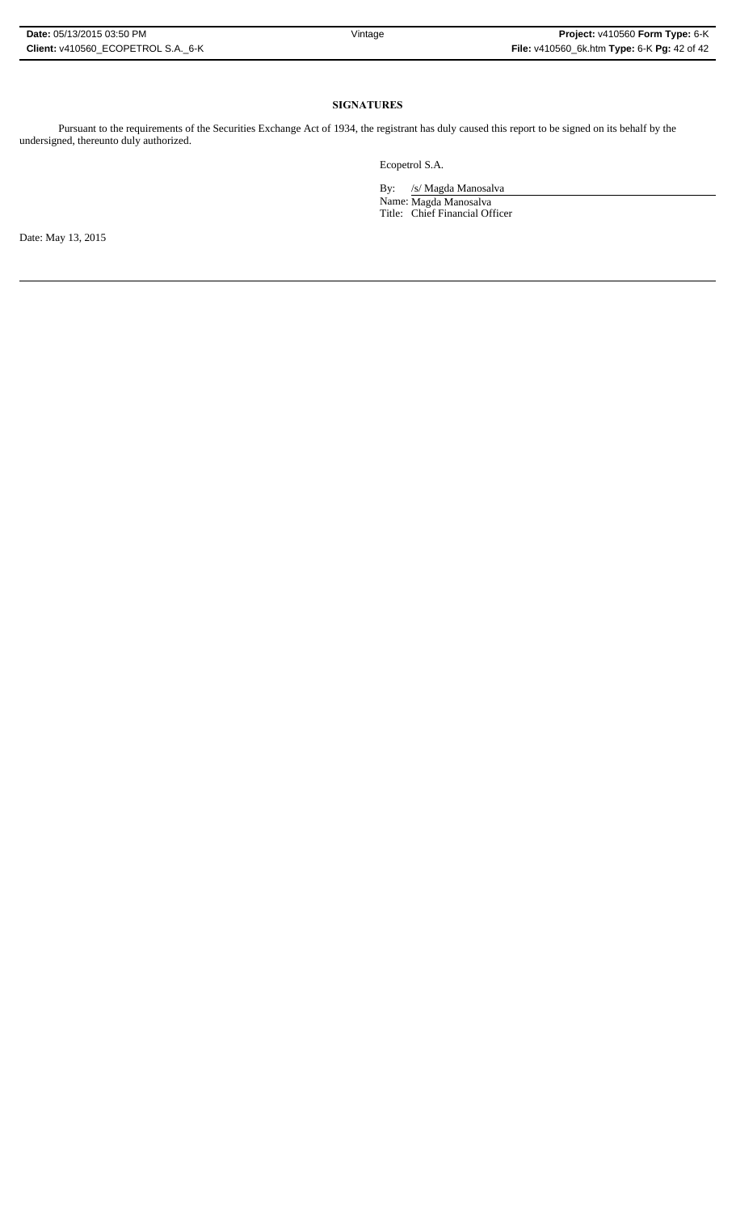## SIGNATURES

Pursuant to the requirements of the Securities Exchange Act of 1934, the registrant has duly caused this report to be signed on its behalf by the undersigned, thereunto duly authorized.

Ecopetrol S.A.

By: /s/ Magda Manosalva

Name: Magda Manosalva

Title: Chief Financial Officer

Date: May 13, 2015